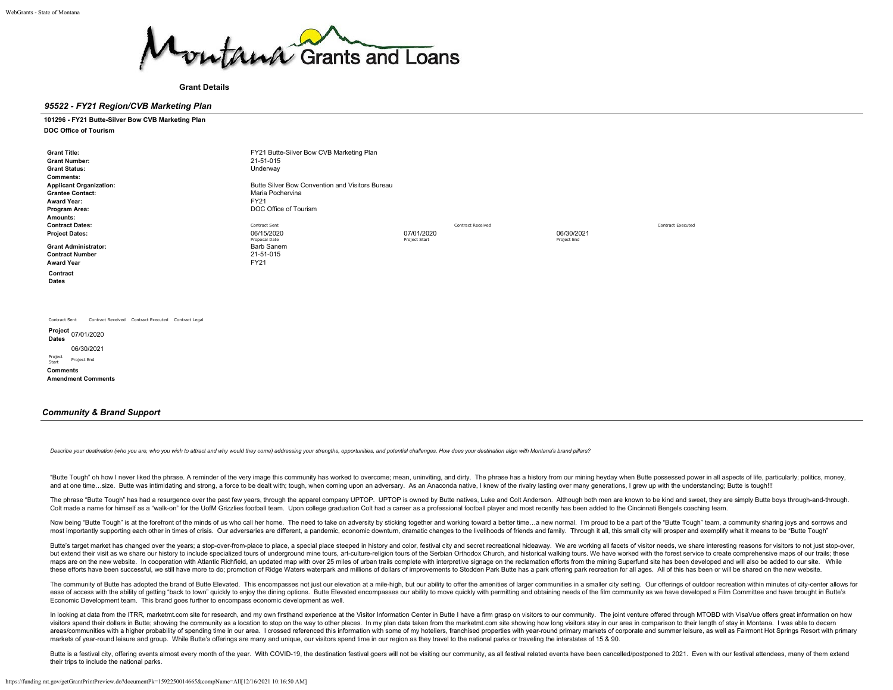# Montana Grants and Loans

**Grant Details**

## *95522 - FY21 Region/CVB Marketing Plan*

**101296 - FY21 Butte-Silver Bow CVB Marketing Plan**

**DOC Office of Tourism**

| | | | | |
|---|---|---|---|---|
| **Grant Title:** | FY21 Butte-Silver Bow CVB Marketing Plan | | | |
| **Grant Number:** | 21-51-015 | | | |
| **Grant Status:** | Underway | | | |
| **Comments:** | | | | |
| **Applicant Organization:** | Butte Silver Bow Convention and Visitors Bureau | | | |
| **Grantee Contact:** | Maria Pochervina | | | |
| **Award Year:** | FY21 | | | |
| **Program Area:** | DOC Office of Tourism | | | |
| **Amounts:** | | | | |
| **Contract Dates:** | Contract Sent | Contract Received | | Contract Executed |
| **Project Dates:** | 06/15/2020 Proposal Date | 07/01/2020 Project Start | 06/30/2021 Project End | |
| **Grant Administrator:** | Barb Sanem | | | |
| **Contract Number** | 21-51-015 | | | |
| **Award Year** | FY21 | | | |

**Contract Dates**

Contract Sent | Contract Received | Contract Executed | Contract Legal

**Project Dates** 07/01/2020 — 06/30/2021

Project Start | Project End

**Comments**

**Amendment Comments**

## *Community & Brand Support*

*Describe your destination (who you are, who you wish to attract and why would they come) addressing your strengths, opportunities, and potential challenges. How does your destination align with Montana's brand pillars?*

"Butte Tough" oh how I never liked the phrase. A reminder of the very image this community has worked to overcome; mean, uninviting, and dirty. The phrase has a history from our mining heyday when Butte possessed power in all aspects of life, particularly; politics, money, and at one time…size. Butte was intimidating and strong, a force to be dealt with; tough, when coming upon an adversary. As an Anaconda native, I knew of the rivalry lasting over many generations, I grew up with the understanding; Butte is tough!!!

The phrase "Butte Tough" has had a resurgence over the past few years, through the apparel company UPTOP. UPTOP is owned by Butte natives, Luke and Colt Anderson. Although both men are known to be kind and sweet, they are simply Butte boys through-and-through. Colt made a name for himself as a "walk-on" for the UofM Grizzlies football team. Upon college graduation Colt had a career as a professional football player and most recently has been added to the Cincinnati Bengels coaching team.

Now being "Butte Tough" is at the forefront of the minds of us who call her home. The need to take on adversity by sticking together and working toward a better time…a new normal. I'm proud to be a part of the "Butte Tough" team, a community sharing joys and sorrows and most importantly supporting each other in times of crisis. Our adversaries are different, a pandemic, economic downturn, dramatic changes to the livelihoods of friends and family. Through it all, this small city will prosper and exemplify what it means to be "Butte Tough"

Butte's target market has changed over the years; a stop-over-from-place to place, a special place steeped in history and color, festival city and secret recreational hideaway. We are working all facets of visitor needs, we share interesting reasons for visitors to not just stop-over, but extend their visit as we share our history to include specialized tours of underground mine tours, art-culture-religion tours of the Serbian Orthodox Church, and historical walking tours. We have worked with the forest service to create comprehensive maps of our trails; these maps are on the new website. In cooperation with Atlantic Richfield, an updated map with over 25 miles of urban trails complete with interpretive signage on the reclamation efforts from the mining Superfund site has been developed and will also be added to our site. While these efforts have been successful, we still have more to do; promotion of Ridge Waters waterpark and millions of dollars of improvements to Stodden Park Butte has a park offering park recreation for all ages. All of this has been or will be shared on the new website.

The community of Butte has adopted the brand of Butte Elevated. This encompasses not just our elevation at a mile-high, but our ability to offer the amenities of larger communities in a smaller city setting. Our offerings of outdoor recreation within minutes of city-center allows for ease of access with the ability of getting "back to town" quickly to enjoy the dining options. Butte Elevated encompasses our ability to move quickly with permitting and obtaining needs of the film community as we have developed a Film Committee and have brought in Butte's Economic Development team. This brand goes further to encompass economic development as well.

In looking at data from the ITRR, marketmt.com site for research, and my own firsthand experience at the Visitor Information Center in Butte I have a firm grasp on visitors to our community. The joint venture offered through MTOBD with VisaVue offers great information on how visitors spend their dollars in Butte; showing the community as a location to stop on the way to other places. In my plan data taken from the marketmt.com site showing how long visitors stay in our area in comparison to their length of stay in Montana. I was able to decern areas/communities with a higher probability of spending time in our area. I crossed referenced this information with some of my hoteliers, franchised properties with year-round primary markets of corporate and summer leisure, as well as Fairmont Hot Springs Resort with primary markets of year-round leisure and group. While Butte's offerings are many and unique, our visitors spend time in our region as they travel to the national parks or traveling the interstates of 15 & 90.

Butte is a festival city, offering events almost every month of the year. With COVID-19, the destination festival goers will not be visiting our community, as all festival related events have been cancelled/postponed to 2021. Even with our festival attendees, many of them extend their trips to include the national parks.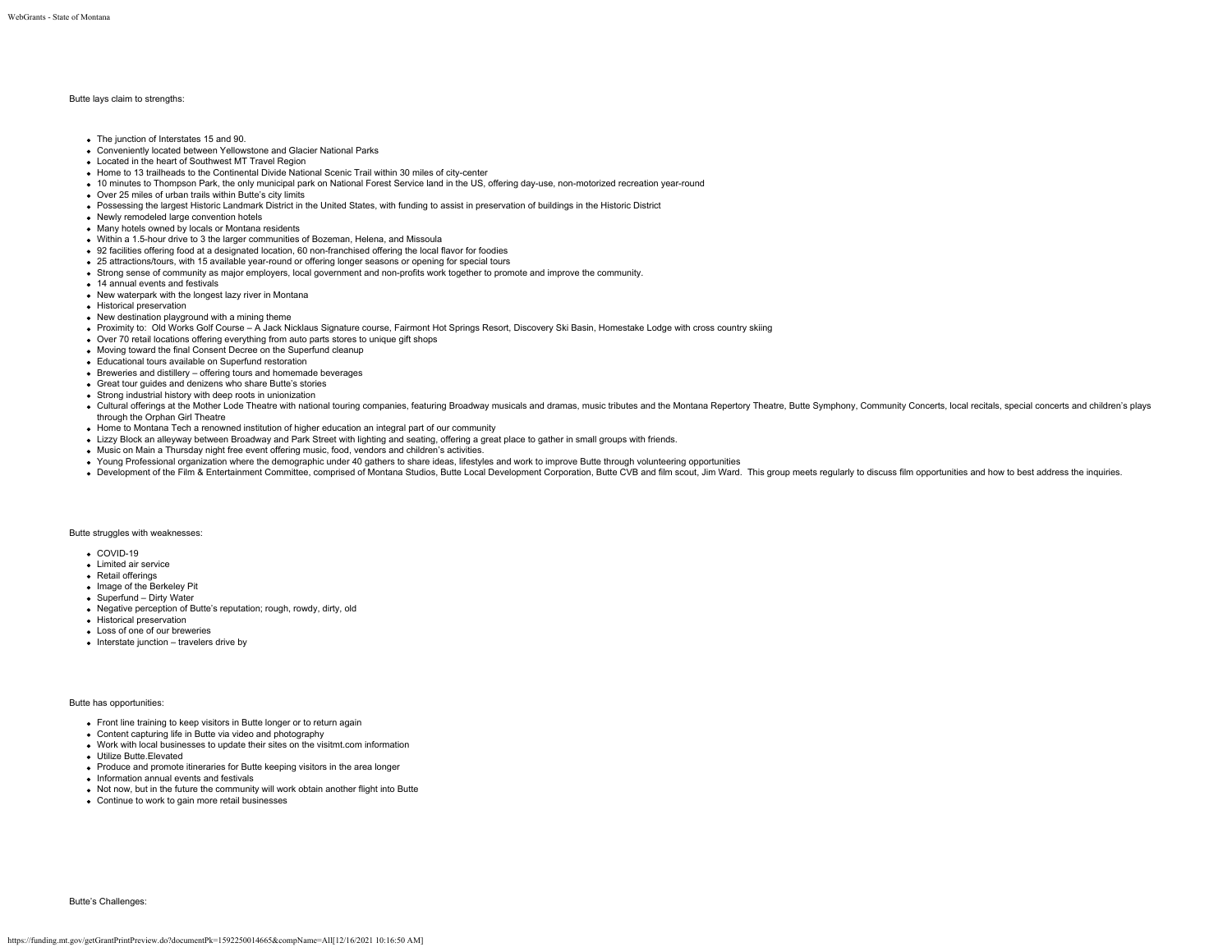Butte lays claim to strengths:

- The junction of Interstates 15 and 90.
- Conveniently located between Yellowstone and Glacier National Parks
- Located in the heart of Southwest MT Travel Region
- Home to 13 trailheads to the Continental Divide National Scenic Trail within 30 miles of city-center
- 10 minutes to Thompson Park, the only municipal park on National Forest Service land in the US, offering day-use, non-motorized recreation year-round
- Over 25 miles of urban trails within Butte's city limits
- Possessing the largest Historic Landmark District in the United States, with funding to assist in preservation of buildings in the Historic District
- Newly remodeled large convention hotels
- Many hotels owned by locals or Montana residents
- Within a 1.5-hour drive to 3 the larger communities of Bozeman, Helena, and Missoula
- 92 facilities offering food at a designated location, 60 non-franchised offering the local flavor for foodies
- 25 attractions/tours, with 15 available year-round or offering longer seasons or opening for special tours
- Strong sense of community as major employers, local government and non-profits work together to promote and improve the community.
- 14 annual events and festivals
- New waterpark with the longest lazy river in Montana
- Historical preservation
- New destination playground with a mining theme
- Proximity to: Old Works Golf Course – A Jack Nicklaus Signature course, Fairmont Hot Springs Resort, Discovery Ski Basin, Homestake Lodge with cross country skiing
- Over 70 retail locations offering everything from auto parts stores to unique gift shops
- Moving toward the final Consent Decree on the Superfund cleanup
- Educational tours available on Superfund restoration
- Breweries and distillery – offering tours and homemade beverages
- Great tour guides and denizens who share Butte's stories
- Strong industrial history with deep roots in unionization
- Cultural offerings at the Mother Lode Theatre with national touring companies, featuring Broadway musicals and dramas, music tributes and the Montana Repertory Theatre, Butte Symphony, Community Concerts, local recitals, special concerts and children's plays through the Orphan Girl Theatre
- Home to Montana Tech a renowned institution of higher education an integral part of our community
- Lizzy Block an alleyway between Broadway and Park Street with lighting and seating, offering a great place to gather in small groups with friends.
- Music on Main a Thursday night free event offering music, food, vendors and children's activities.
- Young Professional organization where the demographic under 40 gathers to share ideas, lifestyles and work to improve Butte through volunteering opportunities
- Development of the Film & Entertainment Committee, comprised of Montana Studios, Butte Local Development Corporation, Butte CVB and film scout, Jim Ward. This group meets regularly to discuss film opportunities and how to best address the inquiries.

Butte struggles with weaknesses:

- COVID-19
- Limited air service
- Retail offerings
- Image of the Berkeley Pit
- Superfund – Dirty Water
- Negative perception of Butte's reputation; rough, rowdy, dirty, old
- Historical preservation
- Loss of one of our breweries
- Interstate junction – travelers drive by

Butte has opportunities:

- Front line training to keep visitors in Butte longer or to return again
- Content capturing life in Butte via video and photography
- Work with local businesses to update their sites on the visitmt.com information
- Utilize Butte.Elevated
- Produce and promote itineraries for Butte keeping visitors in the area longer
- Information annual events and festivals
- Not now, but in the future the community will work obtain another flight into Butte
- Continue to work to gain more retail businesses

Butte's Challenges: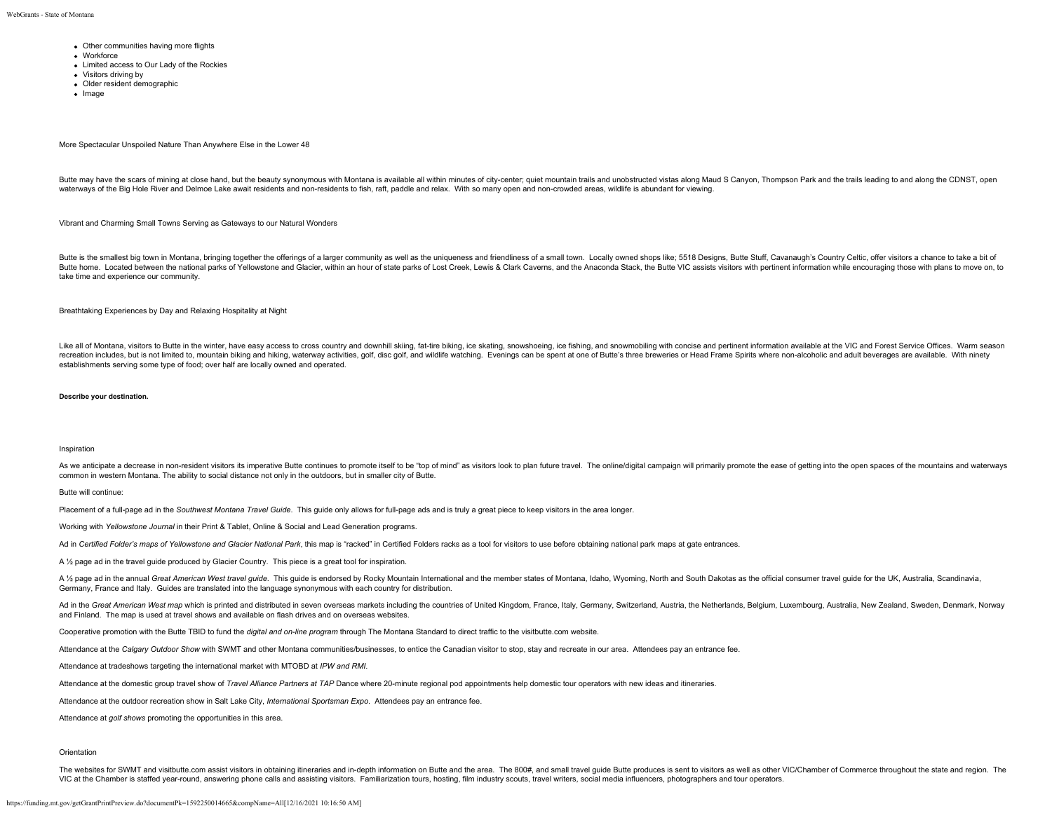- Other communities having more flights
- Workforce
- Limited access to Our Lady of the Rockies
- Visitors driving by
- Older resident demographic
- Image

More Spectacular Unspoiled Nature Than Anywhere Else in the Lower 48

Butte may have the scars of mining at close hand, but the beauty synonymous with Montana is available all within minutes of city-center; quiet mountain trails and unobstructed vistas along Maud S Canyon, Thompson Park and the trails leading to and along the CDNST, open waterways of the Big Hole River and Delmoe Lake await residents and non-residents to fish, raft, paddle and relax. With so many open and non-crowded areas, wildlife is abundant for viewing.

Vibrant and Charming Small Towns Serving as Gateways to our Natural Wonders

Butte is the smallest big town in Montana, bringing together the offerings of a larger community as well as the uniqueness and friendliness of a small town. Locally owned shops like; 5518 Designs, Butte Stuff, Cavanaugh's Country Celtic, offer visitors a chance to take a bit of Butte home. Located between the national parks of Yellowstone and Glacier, within an hour of state parks of Lost Creek, Lewis & Clark Caverns, and the Anaconda Stack, the Butte VIC assists visitors with pertinent information while encouraging those with plans to move on, to take time and experience our community.

Breathtaking Experiences by Day and Relaxing Hospitality at Night

Like all of Montana, visitors to Butte in the winter, have easy access to cross country and downhill skiing, fat-tire biking, ice skating, snowshoeing, ice fishing, and snowmobiling with concise and pertinent information available at the VIC and Forest Service Offices. Warm season recreation includes, but is not limited to, mountain biking and hiking, waterway activities, golf, disc golf, and wildlife watching. Evenings can be spent at one of Butte's three breweries or Head Frame Spirits where non-alcoholic and adult beverages are available. With ninety establishments serving some type of food; over half are locally owned and operated.

**Describe your destination.**

Inspiration

As we anticipate a decrease in non-resident visitors its imperative Butte continues to promote itself to be "top of mind" as visitors look to plan future travel. The online/digital campaign will primarily promote the ease of getting into the open spaces of the mountains and waterways common in western Montana. The ability to social distance not only in the outdoors, but in smaller city of Butte.

Butte will continue:

Placement of a full-page ad in the *Southwest Montana Travel Guide*. This guide only allows for full-page ads and is truly a great piece to keep visitors in the area longer.

Working with *Yellowstone Journal* in their Print & Tablet, Online & Social and Lead Generation programs.

Ad in *Certified Folder's maps of Yellowstone and Glacier National Park*, this map is "racked" in Certified Folders racks as a tool for visitors to use before obtaining national park maps at gate entrances.

A ½ page ad in the travel guide produced by Glacier Country. This piece is a great tool for inspiration.

A ½ page ad in the annual *Great American West travel guide*. This guide is endorsed by Rocky Mountain International and the member states of Montana, Idaho, Wyoming, North and South Dakotas as the official consumer travel guide for the UK, Australia, Scandinavia, Germany, France and Italy. Guides are translated into the language synonymous with each country for distribution.

Ad in the *Great American West map* which is printed and distributed in seven overseas markets including the countries of United Kingdom, France, Italy, Germany, Switzerland, Austria, the Netherlands, Belgium, Luxembourg, Australia, New Zealand, Sweden, Denmark, Norway and Finland. The map is used at travel shows and available on flash drives and on overseas websites.

Cooperative promotion with the Butte TBID to fund the *digital and on-line program* through The Montana Standard to direct traffic to the visitbutte.com website.

Attendance at the *Calgary Outdoor Show* with SWMT and other Montana communities/businesses, to entice the Canadian visitor to stop, stay and recreate in our area. Attendees pay an entrance fee.

Attendance at tradeshows targeting the international market with MTOBD at *IPW and RMI*.

Attendance at the domestic group travel show of *Travel Alliance Partners at TAP* Dance where 20-minute regional pod appointments help domestic tour operators with new ideas and itineraries.

Attendance at the outdoor recreation show in Salt Lake City, *International Sportsman Expo*. Attendees pay an entrance fee.

Attendance at *golf shows* promoting the opportunities in this area.

Orientation

The websites for SWMT and visitbutte.com assist visitors in obtaining itineraries and in-depth information on Butte and the area. The 800#, and small travel guide Butte produces is sent to visitors as well as other VIC/Chamber of Commerce throughout the state and region. The VIC at the Chamber is staffed year-round, answering phone calls and assisting visitors. Familiarization tours, hosting, film industry scouts, travel writers, social media influencers, photographers and tour operators.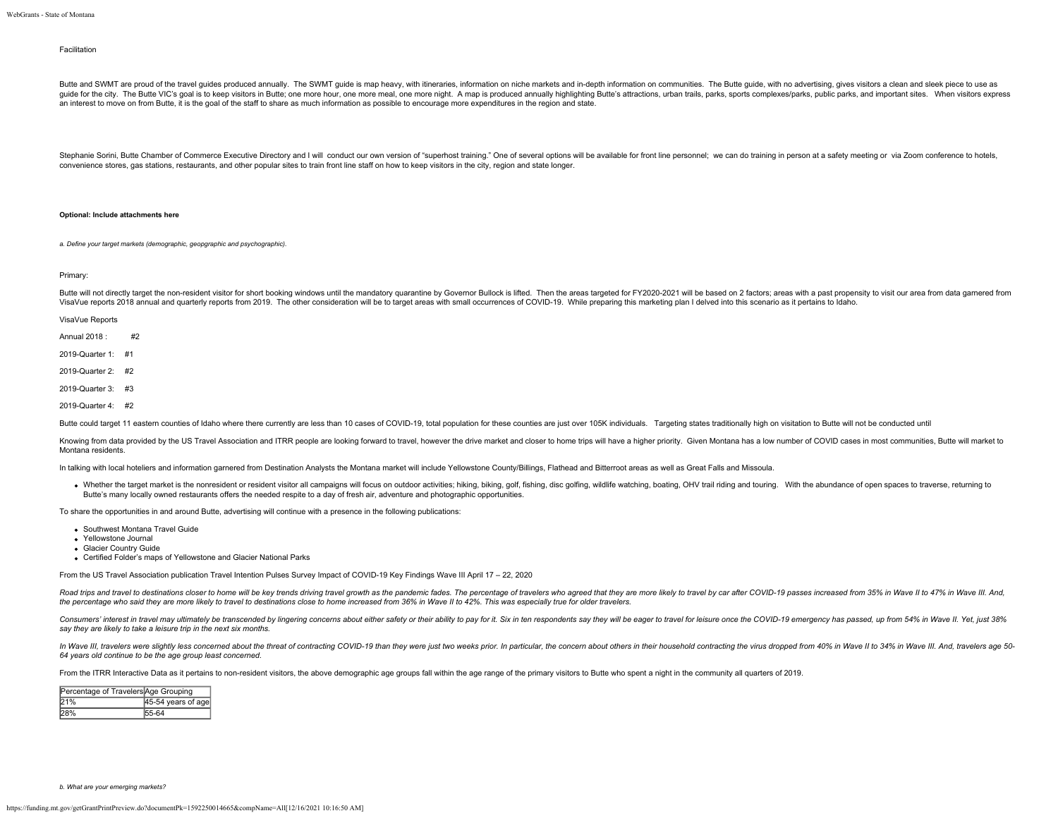Facilitation

Butte and SWMT are proud of the travel guides produced annually. The SWMT guide is map heavy, with itineraries, information on niche markets and in-depth information on communities. The Butte guide, with no advertising, gives visitors a clean and sleek piece to use as guide for the city. The Butte VIC's goal is to keep visitors in Butte; one more hour, one more meal, one more night. A map is produced annually highlighting Butte's attractions, urban trails, parks, sports complexes/parks, public parks, and important sites. When visitors express an interest to move on from Butte, it is the goal of the staff to share as much information as possible to encourage more expenditures in the region and state.

Stephanie Sorini, Butte Chamber of Commerce Executive Directory and I will conduct our own version of "superhost training." One of several options will be available for front line personnel; we can do training in person at a safety meeting or via Zoom conference to hotels, convenience stores, gas stations, restaurants, and other popular sites to train front line staff on how to keep visitors in the city, region and state longer.

**Optional: Include attachments here**

*a. Define your target markets (demographic, geopgraphic and psychographic).*

Primary:

Butte will not directly target the non-resident visitor for short booking windows until the mandatory quarantine by Governor Bullock is lifted. Then the areas targeted for FY2020-2021 will be based on 2 factors; areas with a past propensity to visit our area from data garnered from VisaVue reports 2018 annual and quarterly reports from 2019. The other consideration will be to target areas with small occurrences of COVID-19. While preparing this marketing plan I delved into this scenario as it pertains to Idaho.

VisaVue Reports

Annual 2018 : #2

2019-Quarter 1: #1

2019-Quarter 2: #2

2019-Quarter 3: #3

2019-Quarter 4: #2

Butte could target 11 eastern counties of Idaho where there currently are less than 10 cases of COVID-19, total population for these counties are just over 105K individuals. Targeting states traditionally high on visitation to Butte will not be conducted until

Knowing from data provided by the US Travel Association and ITRR people are looking forward to travel, however the drive market and closer to home trips will have a higher priority. Given Montana has a low number of COVID cases in most communities, Butte will market to Montana residents.

In talking with local hoteliers and information garnered from Destination Analysts the Montana market will include Yellowstone County/Billings, Flathead and Bitterroot areas as well as Great Falls and Missoula.

- Whether the target market is the nonresident or resident visitor all campaigns will focus on outdoor activities; hiking, biking, golf, fishing, disc golfing, wildlife watching, boating, OHV trail riding and touring. With the abundance of open spaces to traverse, returning to Butte's many locally owned restaurants offers the needed respite to a day of fresh air, adventure and photographic opportunities.

To share the opportunities in and around Butte, advertising will continue with a presence in the following publications:

- Southwest Montana Travel Guide
- Yellowstone Journal
- Glacier Country Guide
- Certified Folder's maps of Yellowstone and Glacier National Parks

From the US Travel Association publication Travel Intention Pulses Survey Impact of COVID-19 Key Findings Wave III April 17 – 22, 2020

*Road trips and travel to destinations closer to home will be key trends driving travel growth as the pandemic fades. The percentage of travelers who agreed that they are more likely to travel by car after COVID-19 passes increased from 35% in Wave II to 47% in Wave III. And, the percentage who said they are more likely to travel to destinations close to home increased from 36% in Wave II to 42%. This was especially true for older travelers.*

*Consumers' interest in travel may ultimately be transcended by lingering concerns about either safety or their ability to pay for it. Six in ten respondents say they will be eager to travel for leisure once the COVID-19 emergency has passed, up from 54% in Wave II. Yet, just 38% say they are likely to take a leisure trip in the next six months.*

*In Wave III, travelers were slightly less concerned about the threat of contracting COVID-19 than they were just two weeks prior. In particular, the concern about others in their household contracting the virus dropped from 40% in Wave II to 34% in Wave III. And, travelers age 50-64 years old continue to be the age group least concerned.*

From the ITRR Interactive Data as it pertains to non-resident visitors, the above demographic age groups fall within the age range of the primary visitors to Butte who spent a night in the community all quarters of 2019.

| Percentage of Travelers | Age Grouping |
|---|---|
| 21% | 45-54 years of age |
| 28% | 55-64 |

*b. What are your emerging markets?*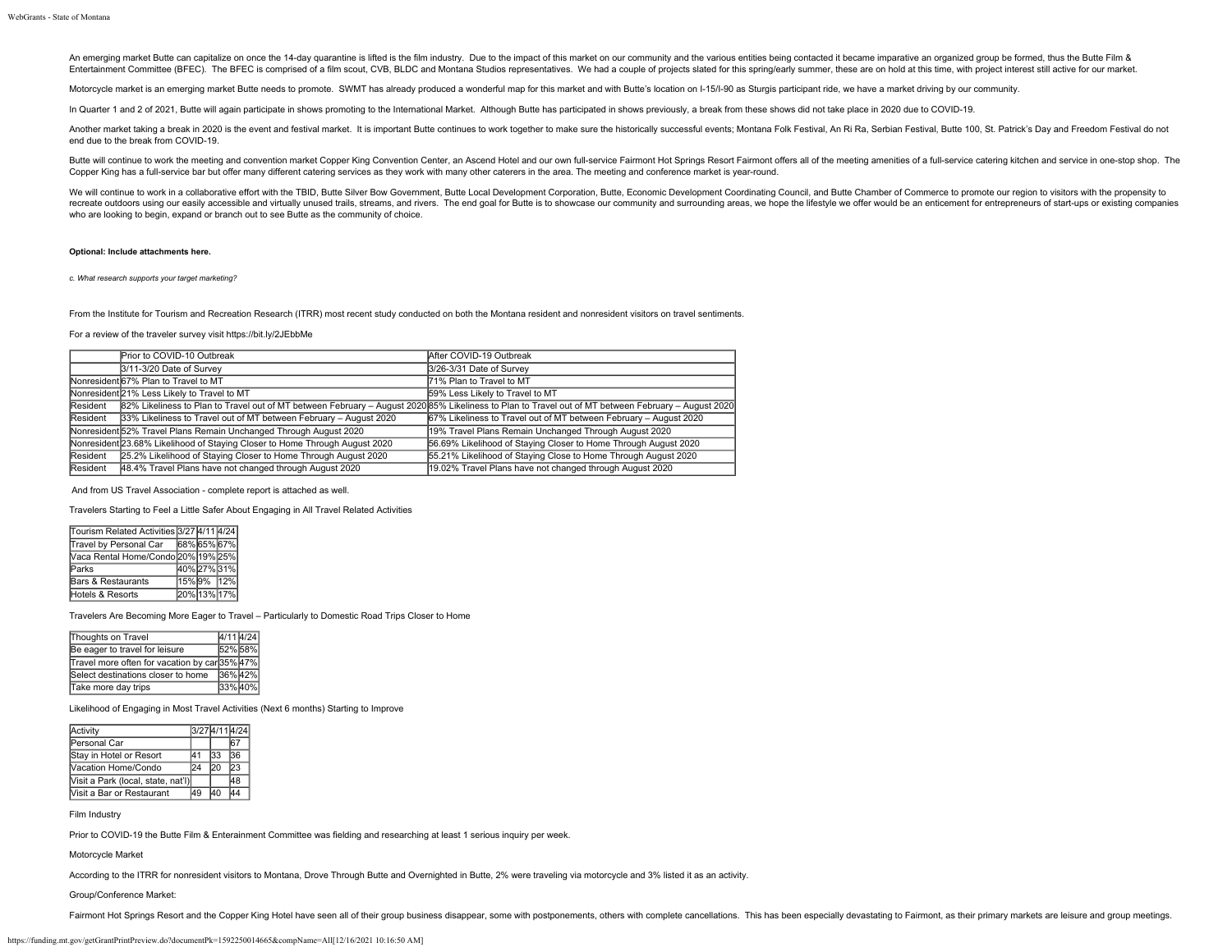An emerging market Butte can capitalize on once the 14-day quarantine is lifted is the film industry. Due to the impact of this market on our community and the various entities being contacted it became imparative an organized group be formed, thus the Butte Film & Entertainment Committee (BFEC). The BFEC is comprised of a film scout, CVB, BLDC and Montana Studios representatives. We had a couple of projects slated for this spring/early summer, these are on hold at this time, with project interest still active for our market.

Motorcycle market is an emerging market Butte needs to promote. SWMT has already produced a wonderful map for this market and with Butte's location on I-15/I-90 as Sturgis participant ride, we have a market driving by our community.

In Quarter 1 and 2 of 2021, Butte will again participate in shows promoting to the International Market. Although Butte has participated in shows previously, a break from these shows did not take place in 2020 due to COVID-19.

Another market taking a break in 2020 is the event and festival market. It is important Butte continues to work together to make sure the historically successful events; Montana Folk Festival, An Ri Ra, Serbian Festival, Butte 100, St. Patrick's Day and Freedom Festival do not end due to the break from COVID-19.

Butte will continue to work the meeting and convention market Copper King Convention Center, an Ascend Hotel and our own full-service Fairmont Hot Springs Resort Fairmont offers all of the meeting amenities of a full-service catering kitchen and service in one-stop shop. The Copper King has a full-service bar but offer many different catering services as they work with many other caterers in the area. The meeting and conference market is year-round.

We will continue to work in a collaborative effort with the TBID, Butte Silver Bow Government, Butte Local Development Corporation, Butte, Economic Development Coordinating Council, and Butte Chamber of Commerce to promote our region to visitors with the propensity to recreate outdoors using our easily accessible and virtually unused trails, streams, and rivers. The end goal for Butte is to showcase our community and surrounding areas, we hope the lifestyle we offer would be an enticement for entrepreneurs of start-ups or existing companies who are looking to begin, expand or branch out to see Butte as the community of choice.

**Optional: Include attachments here.**

*c. What research supports your target marketing?*

From the Institute for Tourism and Recreation Research (ITRR) most recent study conducted on both the Montana resident and nonresident visitors on travel sentiments.

For a review of the traveler survey visit https://bit.ly/2JEbbMe

| | Prior to COVID-10 Outbreak | After COVID-19 Outbreak |
|---|---|---|
| | 3/11-3/20 Date of Survey | 3/26-3/31 Date of Survey |
| Nonresident | 67% Plan to Travel to MT | 71% Plan to Travel to MT |
| Nonresident | 21% Less Likely to Travel to MT | 59% Less Likely to Travel to MT |
| Resident | 82% Likeliness to Plan to Travel out of MT between February – August 2020 | 85% Likeliness to Plan to Travel out of MT between February – August 2020 |
| Resident | 33% Likeliness to Travel out of MT between February – August 2020 | 67% Likeliness to Travel out of MT between February – August 2020 |
| Nonresident | 52% Travel Plans Remain Unchanged Through August 2020 | 19% Travel Plans Remain Unchanged Through August 2020 |
| Nonresident | 23.68% Likelihood of Staying Closer to Home Through August 2020 | 56.69% Likelihood of Staying Closer to Home Through August 2020 |
| Resident | 25.2% Likelihood of Staying Closer to Home Through August 2020 | 55.21% Likelihood of Staying Close to Home Through August 2020 |
| Resident | 48.4% Travel Plans have not changed through August 2020 | 19.02% Travel Plans have not changed through August 2020 |

And from US Travel Association - complete report is attached as well.

Travelers Starting to Feel a Little Safer About Engaging in All Travel Related Activities

| Tourism Related Activities | 3/27 | 4/11 | 4/24 |
|---|---|---|---|
| Travel by Personal Car | 68% | 65% | 67% |
| Vaca Rental Home/Condo | 20% | 19% | 25% |
| Parks | 40% | 27% | 31% |
| Bars & Restaurants | 15% | 9% | 12% |
| Hotels & Resorts | 20% | 13% | 17% |

Travelers Are Becoming More Eager to Travel – Particularly to Domestic Road Trips Closer to Home

| Thoughts on Travel | 4/11 | 4/24 |
|---|---|---|
| Be eager to travel for leisure | 52% | 58% |
| Travel more often for vacation by car | 35% | 47% |
| Select destinations closer to home | 36% | 42% |
| Take more day trips | 33% | 40% |

Likelihood of Engaging in Most Travel Activities (Next 6 months) Starting to Improve

| Activity | 3/27 | 4/11 | 4/24 |
|---|---|---|---|
| Personal Car | | | 67 |
| Stay in Hotel or Resort | 41 | 33 | 36 |
| Vacation Home/Condo | 24 | 20 | 23 |
| Visit a Park (local, state, nat'l) | | | 48 |
| Visit a Bar or Restaurant | 49 | 40 | 44 |

Film Industry

Prior to COVID-19 the Butte Film & Enterainment Committee was fielding and researching at least 1 serious inquiry per week.

Motorcycle Market

According to the ITRR for nonresident visitors to Montana, Drove Through Butte and Overnighted in Butte, 2% were traveling via motorcycle and 3% listed it as an activity.

Group/Conference Market:

Fairmont Hot Springs Resort and the Copper King Hotel have seen all of their group business disappear, some with postponements, others with complete cancellations. This has been especially devastating to Fairmont, as their primary markets are leisure and group meetings.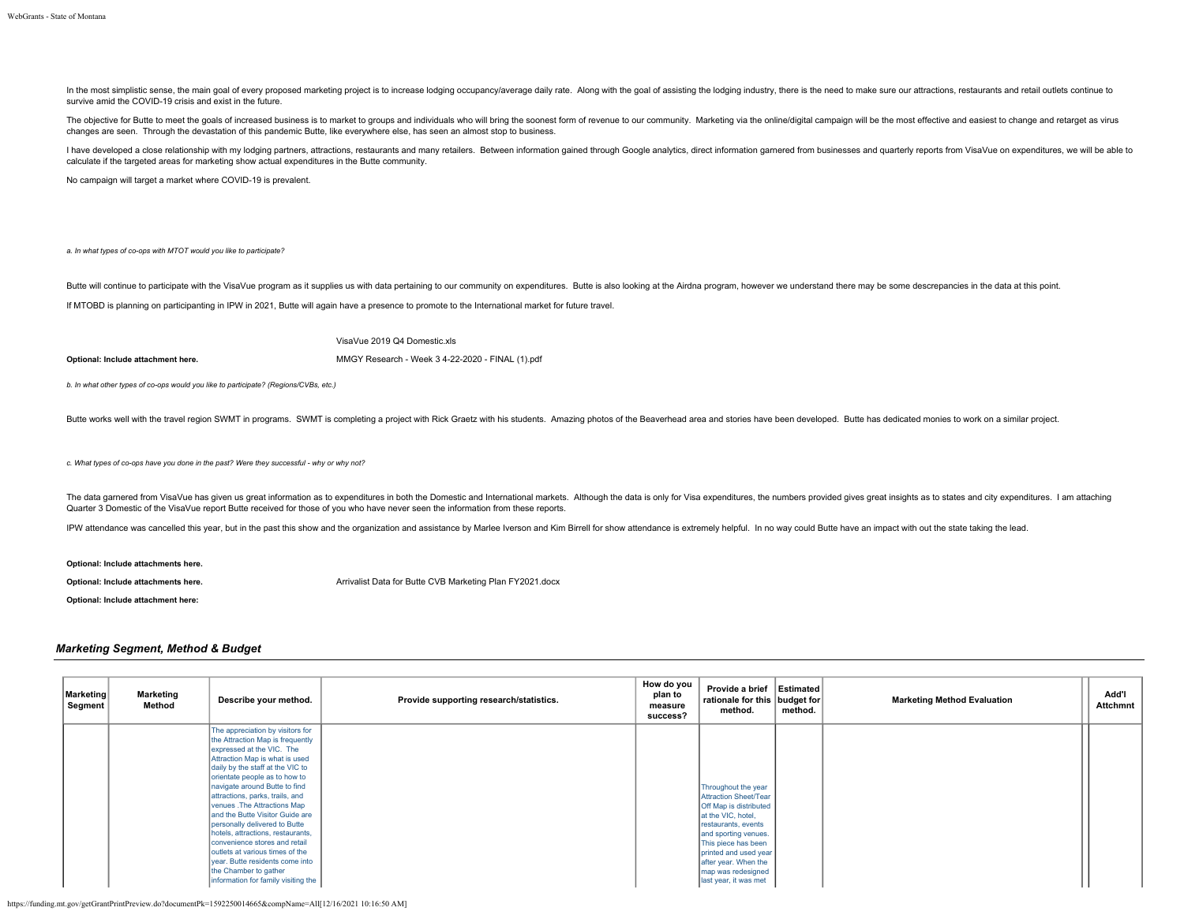In the most simplistic sense, the main goal of every proposed marketing project is to increase lodging occupancy/average daily rate. Along with the goal of assisting the lodging industry, there is the need to make sure our attractions, restaurants and retail outlets continue to survive amid the COVID-19 crisis and exist in the future.

The objective for Butte to meet the goals of increased business is to market to groups and individuals who will bring the soonest form of revenue to our community. Marketing via the online/digital campaign will be the most effective and easiest to change and retarget as virus changes are seen. Through the devastation of this pandemic Butte, like everywhere else, has seen an almost stop to business.

I have developed a close relationship with my lodging partners, attractions, restaurants and many retailers. Between information gained through Google analytics, direct information garnered from businesses and quarterly reports from VisaVue on expenditures, we will be able to calculate if the targeted areas for marketing show actual expenditures in the Butte community.

No campaign will target a market where COVID-19 is prevalent.

*a. In what types of co-ops with MTOT would you like to participate?*

Butte will continue to participate with the VisaVue program as it supplies us with data pertaining to our community on expenditures. Butte is also looking at the Airdna program, however we understand there may be some descrepancies in the data at this point.

If MTOBD is planning on participanting in IPW in 2021, Butte will again have a presence to promote to the International market for future travel.

VisaVue 2019 Q4 Domestic.xls

**Optional: Include attachment here.** MMGY Research - Week 3 4-22-2020 - FINAL (1).pdf

*b. In what other types of co-ops would you like to participate? (Regions/CVBs, etc.)*

Butte works well with the travel region SWMT in programs. SWMT is completing a project with Rick Graetz with his students. Amazing photos of the Beaverhead area and stories have been developed. Butte has dedicated monies to work on a similar project.

*c. What types of co-ops have you done in the past? Were they successful - why or why not?*

The data garnered from VisaVue has given us great information as to expenditures in both the Domestic and International markets. Although the data is only for Visa expenditures, the numbers provided gives great insights as to states and city expenditures. I am attaching Quarter 3 Domestic of the VisaVue report Butte received for those of you who have never seen the information from these reports.

IPW attendance was cancelled this year, but in the past this show and the organization and assistance by Marlee Iverson and Kim Birrell for show attendance is extremely helpful. In no way could Butte have an impact with out the state taking the lead.

**Optional: Include attachments here.**

**Optional: Include attachments here.** Arrivalist Data for Butte CVB Marketing Plan FY2021.docx

**Optional: Include attachment here:**

### *Marketing Segment, Method & Budget*

| Marketing Segment | Marketing Method | Describe your method. | Provide supporting research/statistics. | How do you plan to measure success? | Provide a brief rationale for this method. | Estimated budget for method. | Marketing Method Evaluation | Add'l Attchmnt |
|---|---|---|---|---|---|---|---|---|
| | | The appreciation by visitors for the Attraction Map is frequently expressed at the VIC. The Attraction Map is what is used daily by the staff at the VIC to orientate people as to how to navigate around Butte to find attractions, parks, trails, and venues .The Attractions Map and the Butte Visitor Guide are personally delivered to Butte hotels, attractions, restaurants, convenience stores and retail outlets at various times of the year. Butte residents come into the Chamber to gather information for family visiting the | | | Throughout the year Attraction Sheet/Tear Off Map is distributed at the VIC, hotel, restaurants, events and sporting venues. This piece has been printed and used year after year. When the map was redesigned last year, it was met | | | |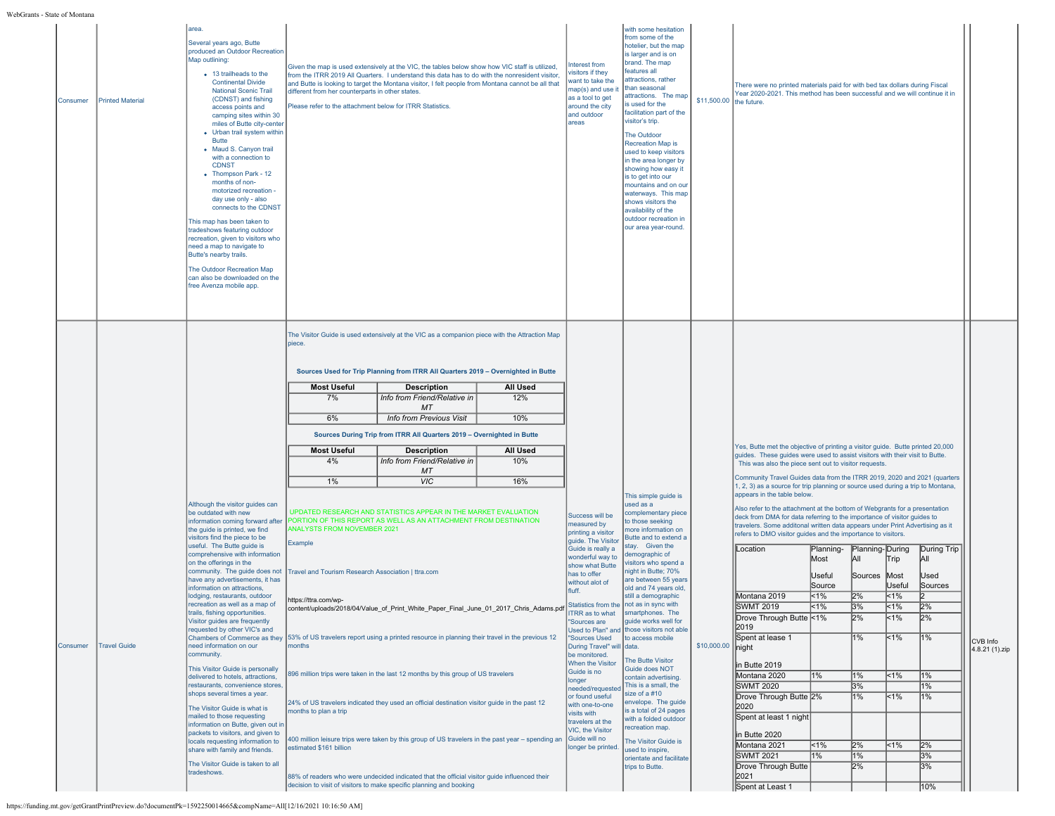| | | | | | | | | | |
|---|---|---|---|---|---|---|---|---|---|
| Consumer | Printed Material | area.<br><br>Several years ago, Butte produced an Outdoor Recreation Map outlining:<br>• 13 trailheads to the Continental Divide National Scenic Trail (CDNST) and fishing access points and camping sites within 30 miles of Butte city-center<br>• Urban trail system within Butte<br>• Maud S. Canyon trail with a connection to CDNST<br>• Thompson Park - 12 months of non-motorized recreation - day use only - also connects to the CDNST<br><br>This map has been taken to tradeshows featuring outdoor recreation, given to visitors who need a map to navigate to Butte's nearby trails.<br><br>The Outdoor Recreation Map can also be downloaded on the free Avenza mobile app. | Given the map is used extensively at the VIC, the tables below show how VIC staff is utilized, from the ITRR 2019 All Quarters. I understand this data has to do with the nonresident visitor, and Butte is looking to target the Montana visitor, I felt people from Montana cannot be all that different from her counterparts in other states.<br><br>Please refer to the attachment below for ITRR Statistics. | Interest from visitors if they want to take the map(s) and use it as a tool to get around the city and outdoor areas | with some hesitation from some of the hotelier, but the map is larger and is on brand. The map features all attractions, rather than seasonal attractions. The map is used for the facilitation part of the visitor's trip.<br><br>The Outdoor Recreation Map is used to keep visitors in the area longer by showing how easy it is to get into our mountains and on our waterways. This map shows visitors the availability of the outdoor recreation in our area year-round. | $11,500.00 | There were no printed materials paid for with bed tax dollars during Fiscal Year 2020-2021. This method has been successful and we will continue it in the future. | | |
| Consumer | Travel Guide | Although the visitor guides can be outdated with new information coming forward after the guide is printed, we find visitors find the piece to be useful. The Butte guide is comprehensive with information on the offerings in the community. The guide does not have any advertisements, it has information on attractions, lodging, restaurants, outdoor recreation as well as a map of trails, fishing opportunities. Visitor guides are frequently requested by other VIC's and Chambers of Commerce as they need information on our community.<br><br>This Visitor Guide is personally delivered to hotels, attractions, restaurants, convenience stores, shops several times a year.<br><br>The Visitor Guide is what is mailed to those requesting information on Butte, given out in packets to visitors, and given to locals requesting information to share with family and friends.<br><br>The Visitor Guide is taken to all tradeshows. | The Visitor Guide is used extensively at the VIC as a companion piece with the Attraction Map piece.<br><br>**Sources Used for Trip Planning from ITRR All Quarters 2019 – Overnighted in Butte**<br>Most Useful / Description / All Used<br>7% / *Info from Friend/Relative in MT* / 12%<br>6% / *Info from Previous Visit* / 10%<br><br>**Sources During Trip from ITRR All Quarters 2019 – Overnighted in Butte**<br>Most Useful / Description / All Used<br>4% / *Info from Friend/Relative in MT* / 10%<br>1% / *VIC* / 16%<br><br>UPDATED RESEARCH AND STATISTICS APPEAR IN THE MARKET EVALUATION PORTION OF THIS REPORT AS WELL AS AN ATTACHMENT FROM DESTINATION ANALYSTS FROM NOVEMBER 2021<br><br>Example<br><br>Travel and Tourism Research Association \| ttra.com<br><br>https://ttra.com/wp-content/uploads/2018/04/Value_of_Print_White_Paper_Final_June_01_2017_Chris_Adams.pdf<br><br>53% of US travelers report using a printed resource in planning their travel in the previous 12 months<br><br>896 million trips were taken in the last 12 months by this group of US travelers<br><br>24% of US travelers indicated they used an official destination visitor guide in the past 12 months to plan a trip<br><br>400 million leisure trips were taken by this group of US travelers in the past year – spending an estimated $161 billion<br><br>88% of readers who were undecided indicated that the official visitor guide influenced their decision to visit of visitors to make specific planning and booking | Success will be measured by printing a visitor guide. The Visitor Guide is really a wonderful way to show what Butte has to offer without alot of fluff.<br><br>Statistics from the ITRR as to what "Sources are Used to Plan" and "Sources Used During Travel" will be monitored. When the Visitor Guide is no longer needed/requested or found useful with one-to-one visits with travelers at the VIC, the Visitor Guide will no longer be printed. | This simple guide is used as a complementary piece to those seeking more information on Butte and to extend a stay. Given the demographic of visitors who spend a night in Butte; 70% are between 55 years old and 74 years old, still a demographic not as in sync with smartphones. The guide works well for those visitors not able to access mobile data.<br><br>The Butte Visitor Guide does NOT contain advertising. This is a small, the size of a #10 envelope. The guide is a total of 24 pages with a folded outdoor recreation map.<br><br>The Visitor Guide is used to inspire, orientate and facilitate trips to Butte. | $10,000.00 | Yes, Butte met the objective of printing a visitor guide. Butte printed 20,000 guides. These guides were used to assist visitors with their visit to Butte. This was also the piece sent out to visitor requests.<br><br>Community Travel Guides data from the ITRR 2019, 2020 and 2021 (quarters 1, 2, 3) as a source for trip planning or source used during a trip to Montana, appears in the table below.<br><br>Also refer to the attachment at the bottom of Webgrants for a presentation deck from DMA for data referring to the importance of visitor guides to travelers. Some additonal written data appears under Print Advertising as it refers to DMO visitor guides and the importance to visitors.<br><br>Location / Planning-Most Useful Source / Planning-All Sources / During Trip Most Useful / During Trip All Used Sources<br>Montana 2019 / <1% / 2% / <1% / 2<br>SWMT 2019 / <1% / 3% / <1% / 2%<br>Drove Through Butte 2019 / <1% / 2% / <1% / 2%<br>Spent at lease 1 night in Butte 2019 / / 1% / <1% / 1%<br>Montana 2020 / 1% / 1% / <1% / 1%<br>SWMT 2020 / / 3% / / 1%<br>Drove Through Butte 2020 / 2% / 1% / <1% / 1%<br>Spent at least 1 night in Butte 2020 / / / /<br>Montana 2021 / <1% / 2% / <1% / 2%<br>SWMT 2021 / 1% / 1% / / 3%<br>Drove Through Butte 2021 / / 2% / / 3%<br>Spent at Least 1 / / / / 10% | | CVB Info 4.8.21 (1).zip |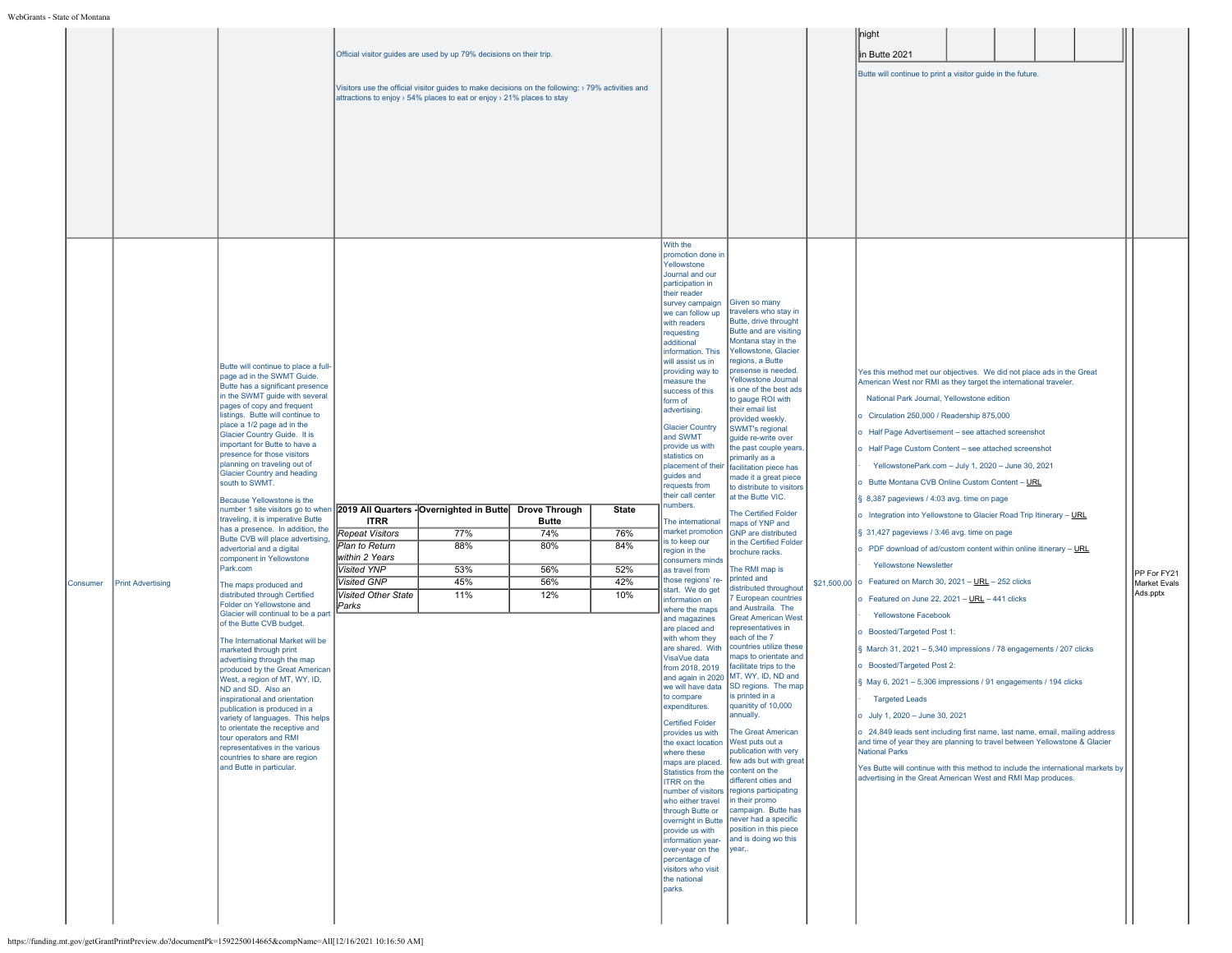Official visitor guides are used by up 79% decisions on their trip.

Visitors use the official visitor guides to make decisions on the following: › 79% activities and attractions to enjoy › 54% places to eat or enjoy › 21% places to stay

night

in Butte 2021

Butte will continue to print a visitor guide in the future.

| | | | | | | | | |
|---|---|---|---|---|---|---|---|---|
| Consumer | Print Advertising | Butte will continue to place a full-page ad in the SWMT Guide. Butte has a significant presence in the SWMT guide with several pages of copy and frequent listings. Butte will continue to place a 1/2 page ad in the Glacier Country Guide. It is important for Butte to have a presence for those visitors planning on traveling out of Glacier Country and heading south to SWMT.<br><br>Because Yellowstone is the number 1 site visitors go to when traveling, it is imperative Butte has a presence. In addition, the Butte CVB will place advertising, advertorial and a digital component in Yellowstone Park.com<br><br>The maps produced and distributed through Certified Folder on Yellowstone and Glacier will continual to be a part of the Butte CVB budget.<br><br>The International Market will be marketed through print advertising through the map produced by the Great American West, a region of MT, WY, ID, ND and SD. Also an inspirational and orientation publication is produced in a variety of languages. This helps to orientate the receptive and tour operators and RMI representatives in the various countries to share are region and Butte in particular. | (see ITRR table below) | With the promotion done in Yellowstone Journal and our participation in their reader survey campaign we can follow up with readers requesting additional information. This will assist us in providing way to measure the success of this form of advertising.<br><br>Glacier Country and SWMT provide us with statistics on placement of their guides and requests from their call center numbers.<br><br>The international market promotion is to keep our region in the consumers minds as travel from those regions' re-start. We do get information on where the maps and magazines are placed and with whom they are shared. With VisaVue data from 2018, 2019 and again in 2020 we will have data to compare expenditures.<br><br>Certified Folder provides us with the exact location where these maps are placed. Statistics from the ITRR on the number of visitors who either travel through Butte or overnight in Butte provide us with information year-over-year on the percentage of visitors who visit the national parks. | Given so many travelers who stay in Butte, drive throught Butte and are visiting Montana stay in the Yellowstone, Glacier regions, a Butte presense is needed. Yellowstone Journal is one of the best ads to gauge ROI with their email list provided weekly. SWMT's regional guide re-write over the past couple years, primarily as a facilitation piece has made it a great piece to distribute to visitors at the Butte VIC.<br><br>The Certified Folder maps of YNP and GNP are distributed in the Certified Folder brochure racks.<br><br>The RMI map is printed and distributed throughout 7 European countries and Austrailia. The Great American West representatives in each of the 7 countries utilize these maps to orientate and facilitate trips to the MT, WY, ID, ND and SD regions. The map is printed in a quanitity of 10,000 annually.<br><br>The Great American West puts out a publication with very few ads but with great content on the different cities and regions participating in their promo campaign. Butte has never had a specific position in this piece and is doing wo this year,. | $21,500.00 | Yes this method met our objectives. We did not place ads in the Great American West nor RMI as they target the international traveler.<br><br>National Park Journal, Yellowstone edition<br><br>o Circulation 250,000 / Readership 875,000<br><br>o Half Page Advertisement – see attached screenshot<br><br>o Half Page Custom Content – see attached screenshot<br><br>· YellowstonePark.com – July 1, 2020 – June 30, 2021<br><br>o Butte Montana CVB Online Custom Content – URL<br><br>§ 8,387 pageviews / 4:03 avg. time on page<br><br>o Integration into Yellowstone to Glacier Road Trip Itinerary – URL<br><br>§ 31,427 pageviews / 3:46 avg. time on page<br><br>o PDF download of ad/custom content within online itinerary – URL<br><br>· Yellowstone Newsletter<br><br>o Featured on March 30, 2021 – URL – 252 clicks<br><br>o Featured on June 22, 2021 – URL – 441 clicks<br><br>· Yellowstone Facebook<br><br>o Boosted/Targeted Post 1:<br><br>§ March 31, 2021 – 5,340 impressions / 78 engagements / 207 clicks<br><br>o Boosted/Targeted Post 2:<br><br>§ May 6, 2021 – 5,306 impressions / 91 engagements / 194 clicks<br><br>· Targeted Leads<br><br>o July 1, 2020 – June 30, 2021<br><br>o 24,849 leads sent including first name, last name, email, mailing address and time of year they are planning to travel between Yellowstone & Glacier National Parks<br><br>Yes Butte will continue with this method to include the international markets by advertising in the Great American West and RMI Map produces. | PP For FY21 Market Evals Ads.pptx |

| 2019 All Quarters - ITRR | Overnighted in Butte | Drove Through Butte | State |
|---|---|---|---|
| *Repeat Visitors* | 77% | 74% | 76% |
| *Plan to Return within 2 Years* | 88% | 80% | 84% |
| *Visited YNP* | 53% | 56% | 52% |
| *Visited GNP* | 45% | 56% | 42% |
| *Visited Other State Parks* | 11% | 12% | 10% |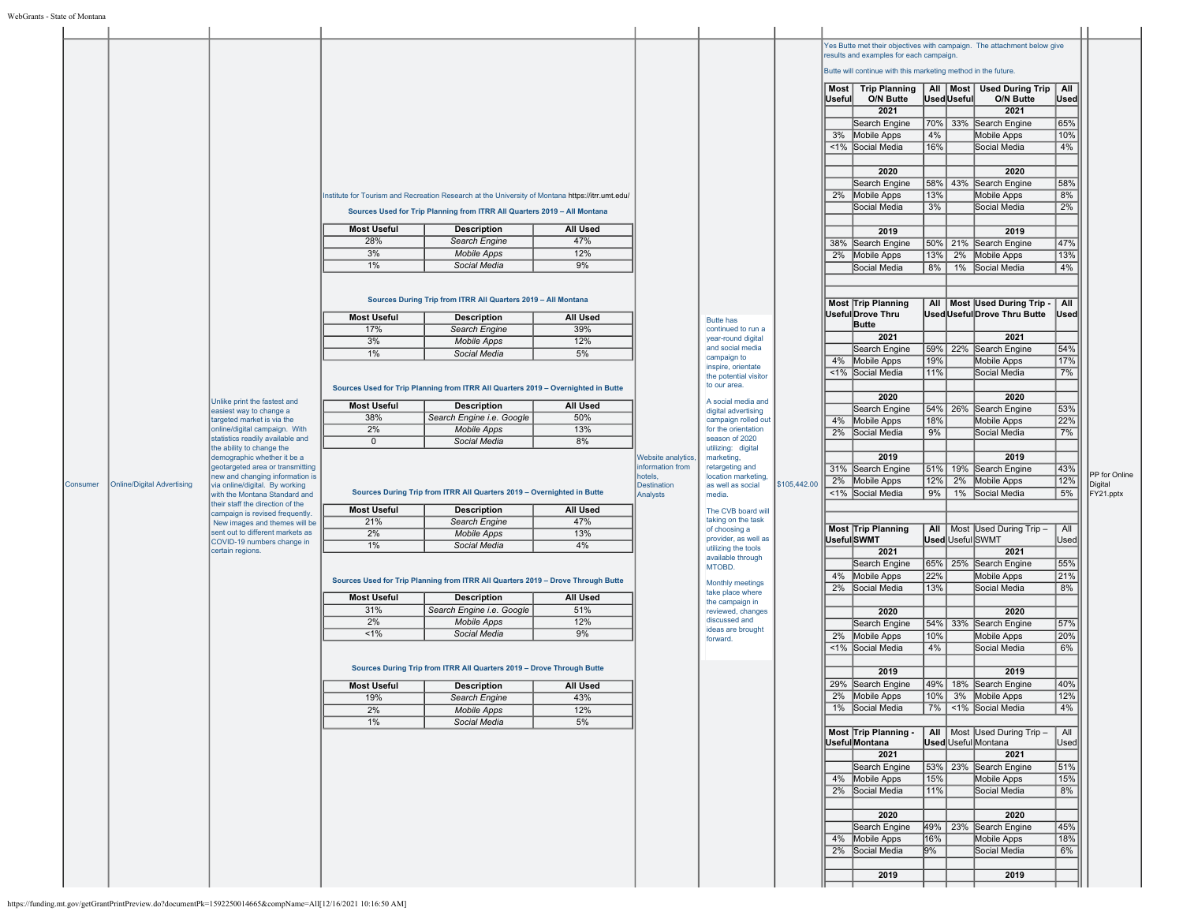| | | | | | | | | |
|---|---|---|---|---|---|---|---|---|
| Consumer | Online/Digital Advertising | Unlike print the fastest and easiest way to change a targeted market is via the online/digital campaign. With statistics readily available and the ability to change the demographic whether it be a geotargeted area or transmitting new and changing information is via online/digital. By working with the Montana Standard and their staff the direction of the campaign is revised frequently. New images and themes will be sent out to different markets as COVID-19 numbers change in certain regions. | (see ITRR tables below) | Website analytics, information from hotels, Destination Analysts | Butte has continued to run a year-round digital and social media campaign to inspire, orientate the potential visitor to our area. A social media and digital advertising campaign rolled out for the orientation season of 2020 utilizing: digital marketing, retargeting and location marketing, as well as social media. The CVB board will taking on the task of choosing a provider, as well as utilizing the tools available through MTOBD. Monthly meetings take place where the campaign in reviewed, changes discussed and ideas are brought forward. | $105,442.00 | (see results tables below) | PP for Online Digital FY21.pptx |

Institute for Tourism and Recreation Research at the University of Montana https://itrr.umt.edu/

**Sources Used for Trip Planning from ITRR All Quarters 2019 – All Montana**

| Most Useful | Description | All Used |
|---|---|---|
| 28% | *Search Engine* | 47% |
| 3% | *Mobile Apps* | 12% |
| 1% | *Social Media* | 9% |

**Sources During Trip from ITRR All Quarters 2019 – All Montana**

| Most Useful | Description | All Used |
|---|---|---|
| 17% | *Search Engine* | 39% |
| 3% | *Mobile Apps* | 12% |
| 1% | *Social Media* | 5% |

**Sources Used for Trip Planning from ITRR All Quarters 2019 – Overnighted in Butte**

| Most Useful | Description | All Used |
|---|---|---|
| 38% | *Search Engine i.e. Google* | 50% |
| 2% | *Mobile Apps* | 13% |
| 0 | *Social Media* | 8% |

**Sources During Trip from ITRR All Quarters 2019 – Overnighted in Butte**

| Most Useful | Description | All Used |
|---|---|---|
| 21% | *Search Engine* | 47% |
| 2% | *Mobile Apps* | 13% |
| 1% | *Social Media* | 4% |

**Sources Used for Trip Planning from ITRR All Quarters 2019 – Drove Through Butte**

| Most Useful | Description | All Used |
|---|---|---|
| 31% | *Search Engine i.e. Google* | 51% |
| 2% | *Mobile Apps* | 12% |
| <1% | *Social Media* | 9% |

**Sources During Trip from ITRR All Quarters 2019 – Drove Through Butte**

| Most Useful | Description | All Used |
|---|---|---|
| 19% | *Search Engine* | 43% |
| 2% | *Mobile Apps* | 12% |
| 1% | *Social Media* | 5% |

Yes Butte met their objectives with campaign. The attachment below give results and examples for each campaign.

Butte will continue with this marketing method in the future.

| Most Useful | Trip Planning O/N Butte | All Used | Most Useful | Used During Trip O/N Butte | All Used |
|---|---|---|---|---|---|
| | 2021 | | | 2021 | |
| | Search Engine | 70% | 33% | Search Engine | 65% |
| 3% | Mobile Apps | 4% | | Mobile Apps | 10% |
| <1% | Social Media | 16% | | Social Media | 4% |
| | | | | | |
| | 2020 | | | 2020 | |
| | Search Engine | 58% | 43% | Search Engine | 58% |
| 2% | Mobile Apps | 13% | | Mobile Apps | 8% |
| | Social Media | 3% | | Social Media | 2% |
| | | | | | |
| | 2019 | | | 2019 | |
| 38% | Search Engine | 50% | 21% | Search Engine | 47% |
| 2% | Mobile Apps | 13% | 2% | Mobile Apps | 13% |
| | Social Media | 8% | 1% | Social Media | 4% |

| Most Useful | Trip Planning Drove Thru Butte | All Used | Most Useful | Used During Trip - Drove Thru Butte | All Used |
|---|---|---|---|---|---|
| | 2021 | | | 2021 | |
| | Search Engine | 59% | 22% | Search Engine | 54% |
| 4% | Mobile Apps | 19% | | Mobile Apps | 17% |
| <1% | Social Media | 11% | | Social Media | 7% |
| | | | | | |
| | 2020 | | | 2020 | |
| | Search Engine | 54% | 26% | Search Engine | 53% |
| 4% | Mobile Apps | 18% | | Mobile Apps | 22% |
| 2% | Social Media | 9% | | Social Media | 7% |
| | | | | | |
| | 2019 | | | 2019 | |
| 31% | Search Engine | 51% | 19% | Search Engine | 43% |
| 2% | Mobile Apps | 12% | 2% | Mobile Apps | 12% |
| <1% | Social Media | 9% | 1% | Social Media | 5% |

| Most Useful | Trip Planning SWMT | All Used | Most Useful | Used During Trip – SWMT | All Used |
|---|---|---|---|---|---|
| | 2021 | | | 2021 | |
| | Search Engine | 65% | 25% | Search Engine | 55% |
| 4% | Mobile Apps | 22% | | Mobile Apps | 21% |
| 2% | Social Media | 13% | | Social Media | 8% |
| | | | | | |
| | 2020 | | | 2020 | |
| | Search Engine | 54% | 33% | Search Engine | 57% |
| 2% | Mobile Apps | 10% | | Mobile Apps | 20% |
| <1% | Social Media | 4% | | Social Media | 6% |
| | | | | | |
| | 2019 | | | 2019 | |
| 29% | Search Engine | 49% | 18% | Search Engine | 40% |
| 2% | Mobile Apps | 10% | 3% | Mobile Apps | 12% |
| 1% | Social Media | 7% | <1% | Social Media | 4% |

| Most Useful | Trip Planning - Montana | All Used | Most Useful | Used During Trip – Montana | All Used |
|---|---|---|---|---|---|
| | 2021 | | | 2021 | |
| | Search Engine | 53% | 23% | Search Engine | 51% |
| 4% | Mobile Apps | 15% | | Mobile Apps | 15% |
| 2% | Social Media | 11% | | Social Media | 8% |
| | | | | | |
| | 2020 | | | 2020 | |
| | Search Engine | 49% | 23% | Search Engine | 45% |
| 4% | Mobile Apps | 16% | | Mobile Apps | 18% |
| 2% | Social Media | 9% | | Social Media | 6% |
| | | | | | |
| | 2019 | | | 2019 | |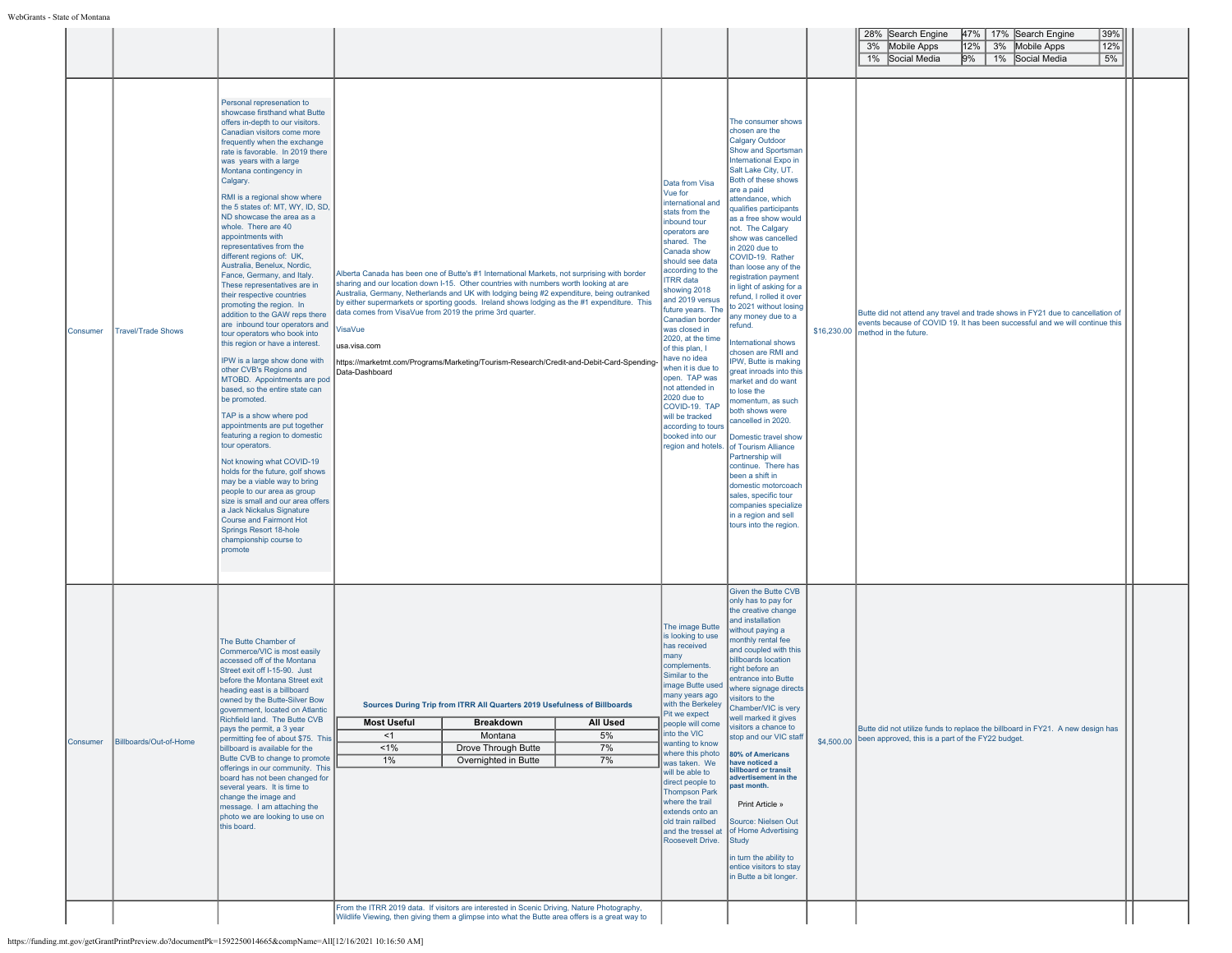| | | | | | | | | | |
|---|---|---|---|---|---|---|---|---|---|
| | | | | | | | 28% Search Engine 47% 17% Search Engine 39%<br>3% Mobile Apps 12% 3% Mobile Apps 12%<br>1% Social Media 9% 1% Social Media 5% | | |
| Consumer | Travel/Trade Shows | Personal represenation to showcase firsthand what Butte offers in-depth to our visitors. Canadian visitors come more frequently when the exchange rate is favorable. In 2019 there was years with a large Montana contingency in Calgary.<br><br>RMI is a regional show where the 5 states of: MT, WY, ID, SD, ND showcase the area as a whole. There are 40 appointments with representatives from the different regions of: UK, Australia, Benelux, Nordic, Fance, Germany, and Italy. These representatives are in their respective countries promoting the region. In addition to the GAW reps there are inbound tour operators and tour operators who book into this region or have a interest.<br><br>IPW is a large show done with other CVB's Regions and MTOBD. Appointments are pod based, so the entire state can be promoted.<br><br>TAP is a show where pod appointments are put together featuring a region to domestic tour operators.<br><br>Not knowing what COVID-19 holds for the future, golf shows may be a viable way to bring people to our area as group size is small and our area offers a Jack Nickalus Signature Course and Fairmont Hot Springs Resort 18-hole championship course to promote | Alberta Canada has been one of Butte's #1 International Markets, not surprising with border sharing and our location down I-15. Other countries with numbers worth looking at are Australia, Germany, Netherlands and UK with lodging being #2 expenditure, being outranked by either supermarkets or sporting goods. Ireland shows lodging as the #1 expenditure. This data comes from VisaVue from 2019 the prime 3rd quarter.<br><br>VisaVue<br><br>usa.visa.com<br><br>https://marketmt.com/Programs/Marketing/Tourism-Research/Credit-and-Debit-Card-Spending-Data-Dashboard | Data from Visa Vue for international and stats from the inbound tour operators are shared. The Canada show should see data according to the ITRR data showing 2018 and 2019 versus future years. The Canadian border was closed in 2020, at the time of this plan, I have no idea when it is due to open. TAP was not attended in 2020 due to COVID-19. TAP will be tracked according to tours booked into our region and hotels. | The consumer shows chosen are the Calgary Outdoor Show and Sportsman International Expo in Salt Lake City, UT. Both of these shows are a paid attendance, which qualifies participants as a free show would not. The Calgary show was cancelled in 2020 due to COVID-19. Rather than loose any of the registration payment in light of asking for a refund, I rolled it over to 2021 without losing any money due to a refund.<br><br>International shows chosen are RMI and IPW, Butte is making great inroads into this market and do want to lose the momentum, as such both shows were cancelled in 2020.<br><br>Domestic travel show of Tourism Alliance Partnership will continue. There has been a shift in domestic motorcoach sales, specific tour companies specialize in a region and sell tours into the region. | $16,230.00 | Butte did not attend any travel and trade shows in FY21 due to cancellation of events because of COVID 19. It has been successful and we will continue this method in the future. | | |
| Consumer | Billboards/Out-of-Home | The Butte Chamber of Commerce/VIC is most easily accessed off of the Montana Street exit off I-15-90. Just before the Montana Street exit heading east is a billboard owned by the Butte-Silver Bow government, located on Atlantic Richfield land. The Butte CVB pays the permit, a 3 year permitting fee of about $75. This billboard is available for the Butte CVB to change to promote offerings in our community. This board has not been changed for several years. It is time to change the image and message. I am attaching the photo we are looking to use on this board. | **Sources During Trip from ITRR All Quarters 2019 Usefulness of Billboards**<br><br>Most Useful / Breakdown / All Used<br><1 / Montana / 5%<br><1% / Drove Through Butte / 7%<br>1% / Overnighted in Butte / 7% | The image Butte is looking to use has received many complements. Similar to the image Butte used many years ago with the Berkeley Pit we expect people will come into the VIC wanting to know where this photo was taken. We will be able to direct people to Thompson Park where the trail extends onto an old train railbed and the tressel at Roosevelt Drive. | Given the Butte CVB only has to pay for the creative change and installation without paying a monthly rental fee and coupled with this billboards location right before an entrance into Butte where signage directs visitors to the Chamber/VIC is very well marked it gives visitors a chance to stop and our VIC staff<br><br>**80% of Americans have noticed a billboard or transit advertisement in the past month.**<br><br>Print Article »<br><br>Source: Nielsen Out of Home Advertising Study<br><br>in turn the ability to entice visitors to stay in Butte a bit longer. | $4,500.00 | Butte did not utilize funds to replace the billboard in FY21. A new design has been approved, this is a part of the FY22 budget. | | |
| | | | From the ITRR 2019 data. If visitors are interested in Scenic Driving, Nature Photography, Wildlife Viewing, then giving them a glimpse into what the Butte area offers is a great way to | | | | | | |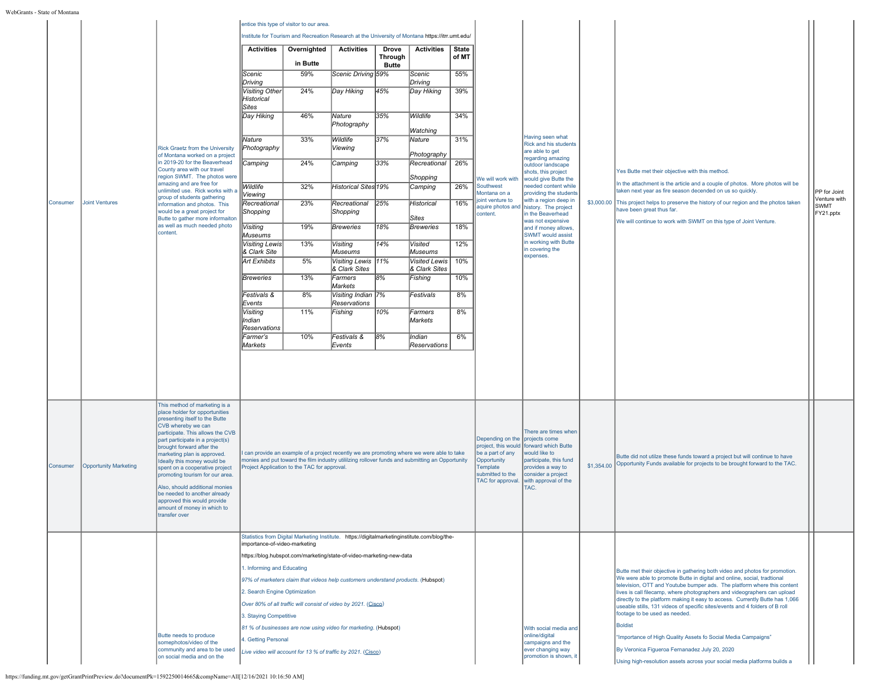| | | | | | | | | | |
|---|---|---|---|---|---|---|---|---|---|
| Consumer | Joint Ventures | Rick Graetz from the University of Montana worked on a project in 2019-20 for the Beaverhead County area with our travel region SWMT. The photos were amazing and are free for unlimited use. Rick works with a group of students gathering information and photos. This would be a great project for Butte to gather more informaiton as well as much needed photo content. | entice this type of visitor to our area.<br><br>Institute for Tourism and Recreation Research at the University of Montana https://itrr.umt.edu/<br><br>Activities / Overnighted in Butte / Activities / Drove Through Butte / Activities / State of MT:<br>Scenic Driving 59% / Scenic Driving 59% / Scenic Driving 55%<br>Visiting Other Historical Sites 24% / Day Hiking 45% / Day Hiking 39%<br>Day Hiking 46% / Nature Photography 35% / Wildlife Watching 34%<br>Nature Photography 33% / Wildlife Viewing 37% / Nature Photography 31%<br>Camping 24% / Camping 33% / Recreational Shopping 26%<br>Wildlife Viewing 32% / Historical Sites 19% / Camping 26%<br>Recreational Shopping 23% / Recreational Shopping 25% / Historical Sites 16%<br>Visiting Museums 19% / Breweries 18% / Breweries 18%<br>Visiting Lewis & Clark Site 13% / Visiting Museums 14% / Visited Museums 12%<br>Art Exhibits 5% / Visiting Lewis & Clark Sites 11% / Visited Lewis & Clark Sites 10%<br>Breweries 13% / Farmers Markets 8% / Fishing 10%<br>Festivals & Events 8% / Visiting Indian Reservations 7% / Festivals 8%<br>Visiting Indian Reservations 11% / Fishing 10% / Farmers Markets 8%<br>Farmer's Markets 10% / Festivals & Events 8% / Indian Reservations 6% | We will work with Southwest Montana on a joint venture to aquire photos and content. | Having seen what Rick and his students are able to get regarding amazing outdoor landscape shots, this project would give Butte the needed content while providing the students with a region deep in history. The project in the Beaverhead was not expensive and if money allows, SWMT would assist in working with Butte in covering the expenses. | $3,000.00 | Yes Butte met their objective with this method.<br><br>In the attachment is the article and a couple of photos. More photos will be taken next year as fire season decended on us so quickly.<br><br>This project helps to preserve the history of our region and the photos taken have been great thus far.<br><br>We will continue to work with SWMT on this type of Joint Venture. | | PP for Joint Venture with SWMT FY21.pptx |
| Consumer | Opportunity Marketing | This method of marketing is a place holder for opportunities presenting itself to the Butte CVB whereby we can participate. This allows the CVB part participate in a project(s) brought forward after the marketing plan is approved. Ideally this money would be spent on a cooperative project promoting tourism for our area.<br><br>Also, should additional monies be needed to another already approved this would provide amount of money in which to transfer over | I can provide an example of a project recently we are promoting where we were able to take monies and put toward the film industry utilizing rollover funds and submitting an Opportunity Project Application to the TAC for approval. | Depending on the project, this would be a part of any Opportunity Template submitted to the TAC for approval. | There are times when projects come forward which Butte would like to participate, this fund provides a way to consider a project with approval of the TAC. | $1,354.00 | Butte did not utilze these funds toward a project but will continue to have Opportunity Funds available for projects to be brought forward to the TAC. | | |
| | | Butte needs to produce somephotos/video of the community and area to be used on social media and on the | Statistics from Digital Marketing Institute. https://digitalmarketinginstitute.com/blog/the-importance-of-video-marketing<br><br>https://blog.hubspot.com/marketing/state-of-video-marketing-new-data<br><br>1. Informing and Educating<br><br>*97% of marketers claim that videos help customers understand products.* (Hubspot)<br><br>2. Search Engine Optimization<br><br>*Over 80% of all traffic will consist of video by 2021.* (Cisco)<br><br>3. Staying Competitive<br><br>*81 % of businesses are now using video for marketing.* (Hubspot)<br><br>4. Getting Personal<br><br>*Live video will account for 13 % of traffic by 2021.* (Cisco) | | With social media and online/digital campaigns and the ever changing way promotion is shown, it | | Butte met their objective in gathering both video and photos for promotion. We were able to promote Butte in digital and online, social, tradtional television, OTT and Youtube bumper ads. The platform where this content lives is call filecamp, where photographers and videographers can upload directly to the platform making it easy to access. Currently Butte has 1,066 useable stills, 131 videos of specific sites/events and 4 folders of B roll footage to be used as needed.<br><br>Boldist<br><br>"Importance of High Quality Assets fo Social Media Campaigns"<br><br>By Veronica Figueroa Fernanadez July 20, 2020<br><br>Using high-resolution assets across your social media platforms builds a | | |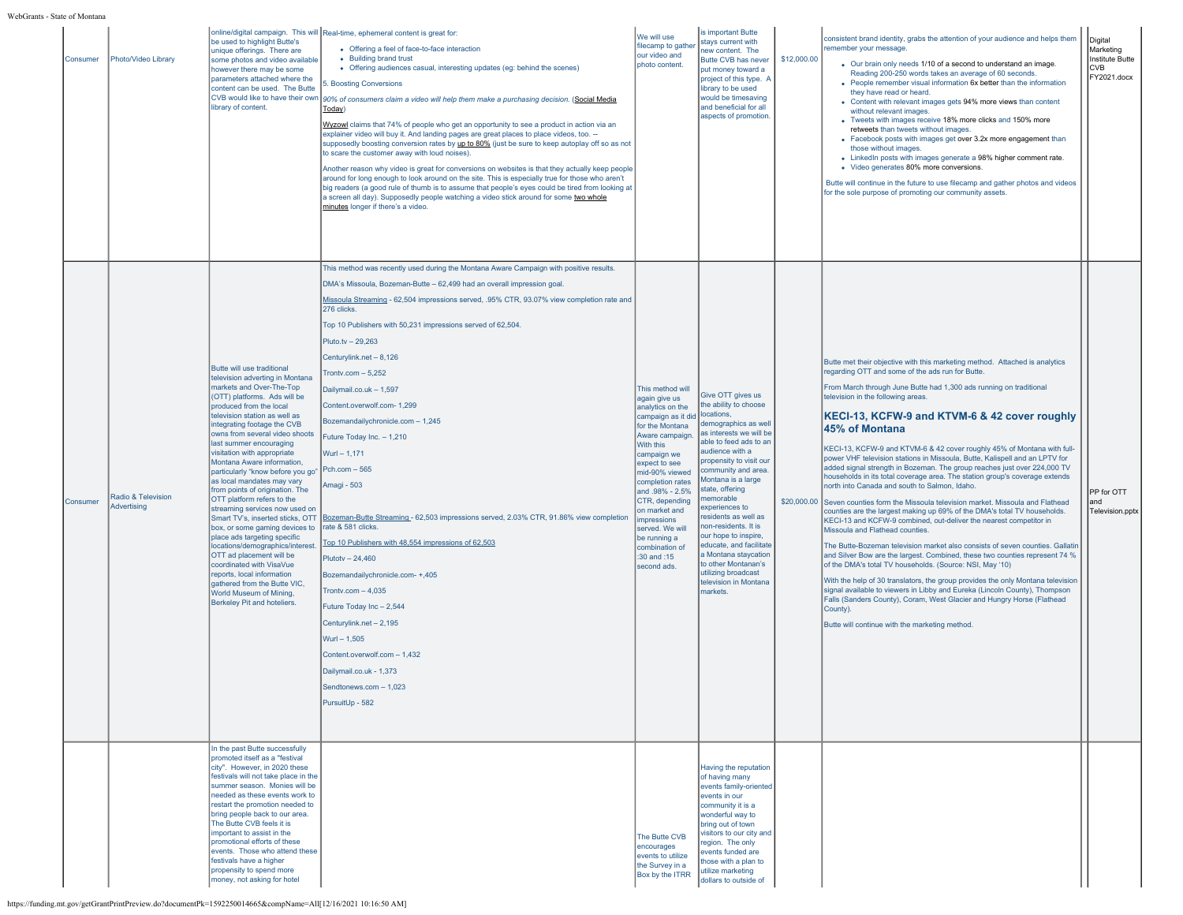| | | | | | | | | |
|---|---|---|---|---|---|---|---|---|
| Consumer | Photo/Video Library | online/digital campaign. This will be used to highlight Butte's unique offerings. There are some photos and video available however there may be some parameters attached where the content can be used. The Butte CVB would like to have their own library of content. | Real-time, ephemeral content is great for:<br>• Offering a feel of face-to-face interaction<br>• Building brand trust<br>• Offering audiences casual, interesting updates (eg: behind the scenes)<br><br>5. Boosting Conversions<br><br>*90% of consumers claim a video will help them make a purchasing decision.* (Social Media Today)<br><br>Wyzowl claims that 74% of people who get an opportunity to see a product in action via an explainer video will buy it. And landing pages are great places to place videos, too. -- supposedly boosting conversion rates by up to 80% (just be sure to keep autoplay off so as not to scare the customer away with loud noises).<br><br>Another reason why video is great for conversions on websites is that they actually keep people around for long enough to look around on the site. This is especially true for those who aren't big readers (a good rule of thumb is to assume that people's eyes could be tired from looking at a screen all day). Supposedly people watching a video stick around for some two whole minutes longer if there's a video. | We will use filecamp to gather our video and photo content. | is important Butte stays current with new content. The Butte CVB has never put money toward a project of this type. A library to be used would be timesaving and beneficial for all aspects of promotion. | $12,000.00 | consistent brand identity, grabs the attention of your audience and helps them remember your message.<br>• Our brain only needs 1/10 of a second to understand an image. Reading 200-250 words takes an average of 60 seconds.<br>• People remember visual information 6x better than the information they have read or heard.<br>• Content with relevant images gets 94% more views than content without relevant images.<br>• Tweets with images receive 18% more clicks and 150% more retweets than tweets without images.<br>• Facebook posts with images get over 3.2x more engagement than those without images.<br>• LinkedIn posts with images generate a 98% higher comment rate.<br>• Video generates 80% more conversions.<br><br>Butte will continue in the future to use filecamp and gather photos and videos for the sole purpose of promoting our community assets. | Digital Marketing Institute Butte CVB FY2021.docx |
| Consumer | Radio & Television Advertising | Butte will use traditional television adverting in Montana markets and Over-The-Top (OTT) platforms. Ads will be produced from the local television station as well as integrating footage the CVB owns from several video shoots last summer encouraging visitation with appropriate Montana Aware information, particularly "know before you go" as local mandates may vary from points of origination. The OTT platform refers to the streaming services now used on Smart TV's, inserted sticks, OTT box, or some gaming devices to place ads targeting specific locations/demographics/interest. OTT ad placement will be coordinated with VisaVue reports, local information gathered from the Butte VIC, World Museum of Mining, Berkeley Pit and hoteliers. | This method was recently used during the Montana Aware Campaign with positive results.<br><br>DMA's Missoula, Bozeman-Butte – 62,499 had an overall impression goal.<br><br>Missoula Streaming - 62,504 impressions served, .95% CTR, 93.07% view completion rate and 276 clicks.<br><br>Top 10 Publishers with 50,231 impressions served of 62,504.<br><br>Pluto.tv – 29,263<br>Centurylink.net – 8,126<br>Trontv.com – 5,252<br>Dailymail.co.uk – 1,597<br>Content.overwolf.com- 1,299<br>Bozemandailychronicle.com – 1,245<br>Future Today Inc. – 1,210<br>Wurl – 1,171<br>Pch.com – 565<br>Amagi - 503<br><br>Bozeman-Butte Streaming - 62,503 impressions served, 2.03% CTR, 91.86% view completion rate & 581 clicks.<br><br>Top 10 Publishers with 48,554 impressions of 62,503<br><br>Plutotv – 24,460<br>Bozemandailychronicle.com- +,405<br>Trontv.com – 4,035<br>Future Today Inc – 2,544<br>Centurylink.net – 2,195<br>Wurl – 1,505<br>Content.overwolf.com – 1,432<br>Dailymail.co.uk - 1,373<br>Sendtonews.com – 1,023<br>PursuitUp - 582 | This method will again give us analytics on the campaign as it did for the Montana Aware campaign. With this campaign we expect to see mid-90% viewed completion rates and .98% - 2.5% CTR, depending on market and impressions served. We will be running a combination of :30 and :15 second ads. | Give OTT gives us the ability to choose locations, demographics as well as interests we will be able to feed ads to an audience with a propensity to visit our community and area. Montana is a large state, offering memorable experiences to residents as well as non-residents. It is our hope to inspire, educate, and facilitate a Montana staycation to other Montanan's utilizing broadcast television in Montana markets. | $20,000.00 | Butte met their objective with this marketing method. Attached is analytics regarding OTT and some of the ads run for Butte.<br><br>From March through June Butte had 1,300 ads running on traditional television in the following areas.<br><br>**KECI-13, KCFW-9 and KTVM-6 & 42 cover roughly 45% of Montana**<br><br>KECI-13, KCFW-9 and KTVM-6 & 42 cover roughly 45% of Montana with full-power VHF television stations in Missoula, Butte, Kalispell and an LPTV for added signal strength in Bozeman. The group reaches just over 224,000 TV households in its total coverage area. The station group's coverage extends north into Canada and south to Salmon, Idaho.<br><br>Seven counties form the Missoula television market. Missoula and Flathead counties are the largest making up 69% of the DMA's total TV households. KECI-13 and KCFW-9 combined, out-deliver the nearest competitor in Missoula and Flathead counties.<br><br>The Butte-Bozeman television market also consists of seven counties. Gallatin and Silver Bow are the largest. Combined, these two counties represent 74 % of the DMA's total TV households. (Source: NSI, May '10)<br><br>With the help of 30 translators, the group provides the only Montana television signal available to viewers in Libby and Eureka (Lincoln County), Thompson Falls (Sanders County), Coram, West Glacier and Hungry Horse (Flathead County).<br><br>Butte will continue with the marketing method. | PP for OTT and Television.pptx |
| | | In the past Butte successfully promoted itself as a "festival city". However, in 2020 these festivals will not take place in the summer season. Monies will be needed as these events work to restart the promotion needed to bring people back to our area. The Butte CVB feels it is important to assist in the promotional efforts of these events. Those who attend these festivals have a higher propensity to spend more money, not asking for hotel | | The Butte CVB encourages events to utilize the Survey in a Box by the ITRR | Having the reputation of having many events family-oriented events in our community it is a wonderful way to bring out of town visitors to our city and region. The only events funded are those with a plan to utilize marketing dollars to outside of | | | |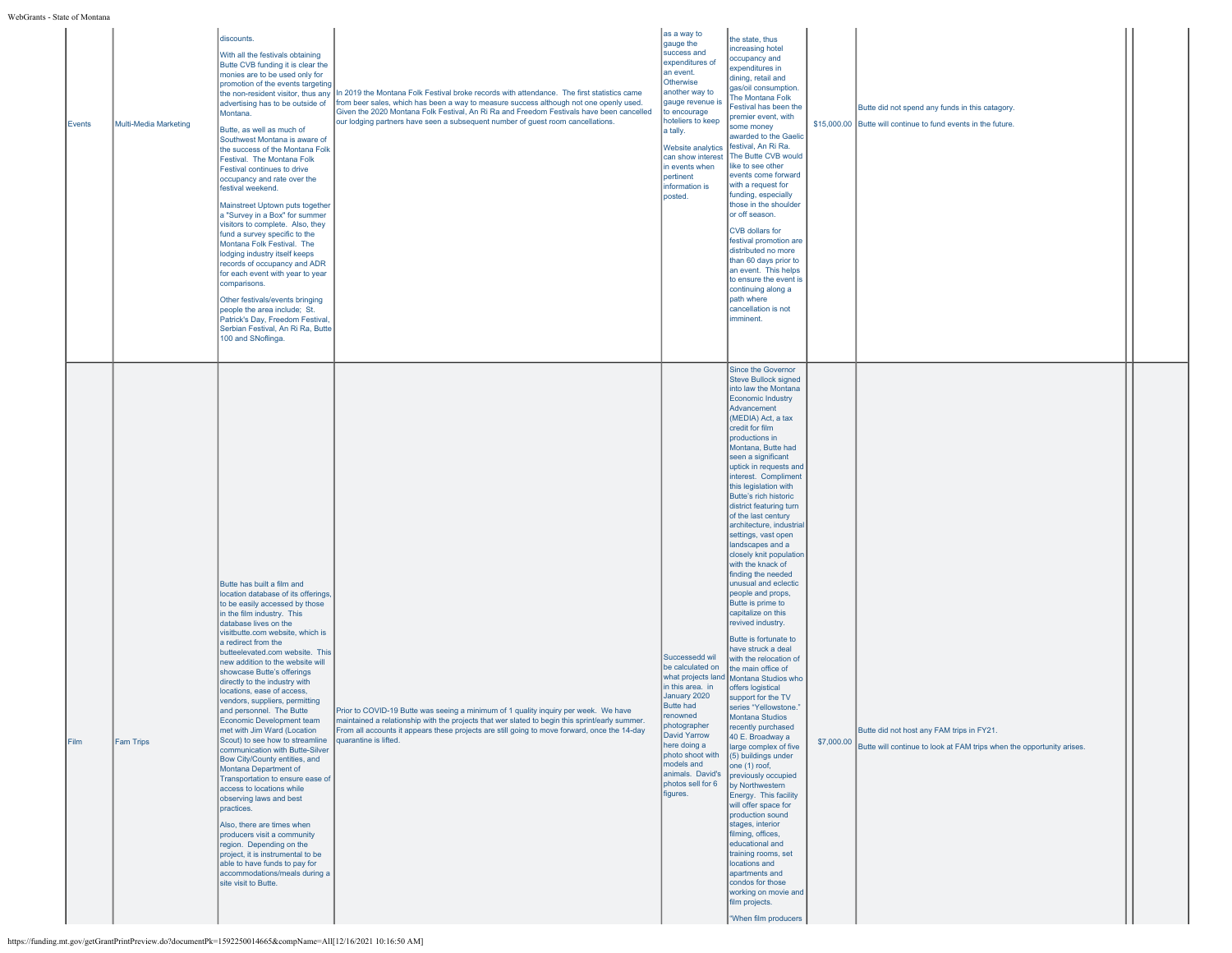| | | | | | | | | | |
|---|---|---|---|---|---|---|---|---|---|
| Events | Multi-Media Marketing | discounts.<br><br>With all the festivals obtaining Butte CVB funding it is clear the monies are to be used only for promotion of the events targeting the non-resident visitor, thus any advertising has to be outside of Montana.<br><br>Butte, as well as much of Southwest Montana is aware of the success of the Montana Folk Festival. The Montana Folk Festival continues to drive occupancy and rate over the festival weekend.<br><br>Mainstreet Uptown puts together a "Survey in a Box" for summer visitors to complete. Also, they fund a survey specific to the Montana Folk Festival. The lodging industry itself keeps records of occupancy and ADR for each event with year to year comparisons.<br><br>Other festivals/events bringing people the area include; St. Patrick's Day, Freedom Festival, Serbian Festival, An Ri Ra, Butte 100 and SNoflinga. | In 2019 the Montana Folk Festival broke records with attendance. The first statistics came from beer sales, which has been a way to measure success although not one openly used. Given the 2020 Montana Folk Festival, An Ri Ra and Freedom Festivals have been cancelled our lodging partners have seen a subsequent number of guest room cancellations. | as a way to gauge the success and expenditures of an event. Otherwise another way to gauge revenue is to encourage hoteliers to keep a tally.<br><br>Website analytics can show interest in events when pertinent information is posted. | the state, thus increasing hotel occupancy and expenditures in dining, retail and gas/oil consumption. The Montana Folk Festival has been the premier event, with some money awarded to the Gaelic festival, An Ri Ra. The Butte CVB would like to see other events come forward with a request for funding, especially those in the shoulder or off season.<br><br>CVB dollars for festival promotion are distributed no more than 60 days prior to an event. This helps to ensure the event is continuing along a path where cancellation is not imminent. | $15,000.00 | Butte did not spend any funds in this catagory.<br><br>Butte will continue to fund events in the future. | | |
| Film | Fam Trips | Butte has built a film and location database of its offerings, to be easily accessed by those in the film industry. This database lives on the visitbutte.com website, which is a redirect from the butteelevated.com website. This new addition to the website will showcase Butte's offerings directly to the industry with locations, ease of access, vendors, suppliers, permitting and personnel. The Butte Economic Development team met with Jim Ward (Location Scout) to see how to streamline communication with Butte-Silver Bow City/County entities, and Montana Department of Transportation to ensure ease of access to locations while observing laws and best practices.<br><br>Also, there are times when producers visit a community region. Depending on the project, it is instrumental to be able to have funds to pay for accommodations/meals during a site visit to Butte. | Prior to COVID-19 Butte was seeing a minimum of 1 quality inquiry per week. We have maintained a relationship with the projects that wer slated to begin this sprint/early summer. From all accounts it appears these projects are still going to move forward, once the 14-day quarantine is lifted. | Successedd wil be calculated on what projects land in this area. in January 2020 Butte had renowned photographer David Yarrow here doing a photo shoot with models and animals. David's photos sell for 6 figures. | Since the Governor Steve Bullock signed into law the Montana Economic Industry Advancement (MEDIA) Act, a tax credit for film productions in Montana, Butte had seen a significant uptick in requests and interest. Compliment this legislation with Butte's rich historic district featuring turn of the last century architecture, industrial settings, vast open landscapes and a closely knit population with the knack of finding the needed unusual and eclectic people and props, Butte is prime to capitalize on this revived industry.<br><br>Butte is fortunate to have struck a deal with the relocation of the main office of Montana Studios who offers logistical support for the TV series "Yellowstone." Montana Studios recently purchased 40 E. Broadway a large complex of five (5) buildings under one (1) roof, previously occupied by Northwestern Energy. This facility will offer space for production sound stages, interior filming, offices, educational and training rooms, set locations and apartments and condos for those working on movie and film projects.<br><br>"When film producers | $7,000.00 | Butte did not host any FAM trips in FY21.<br><br>Butte will continue to look at FAM trips when the opportunity arises. | | |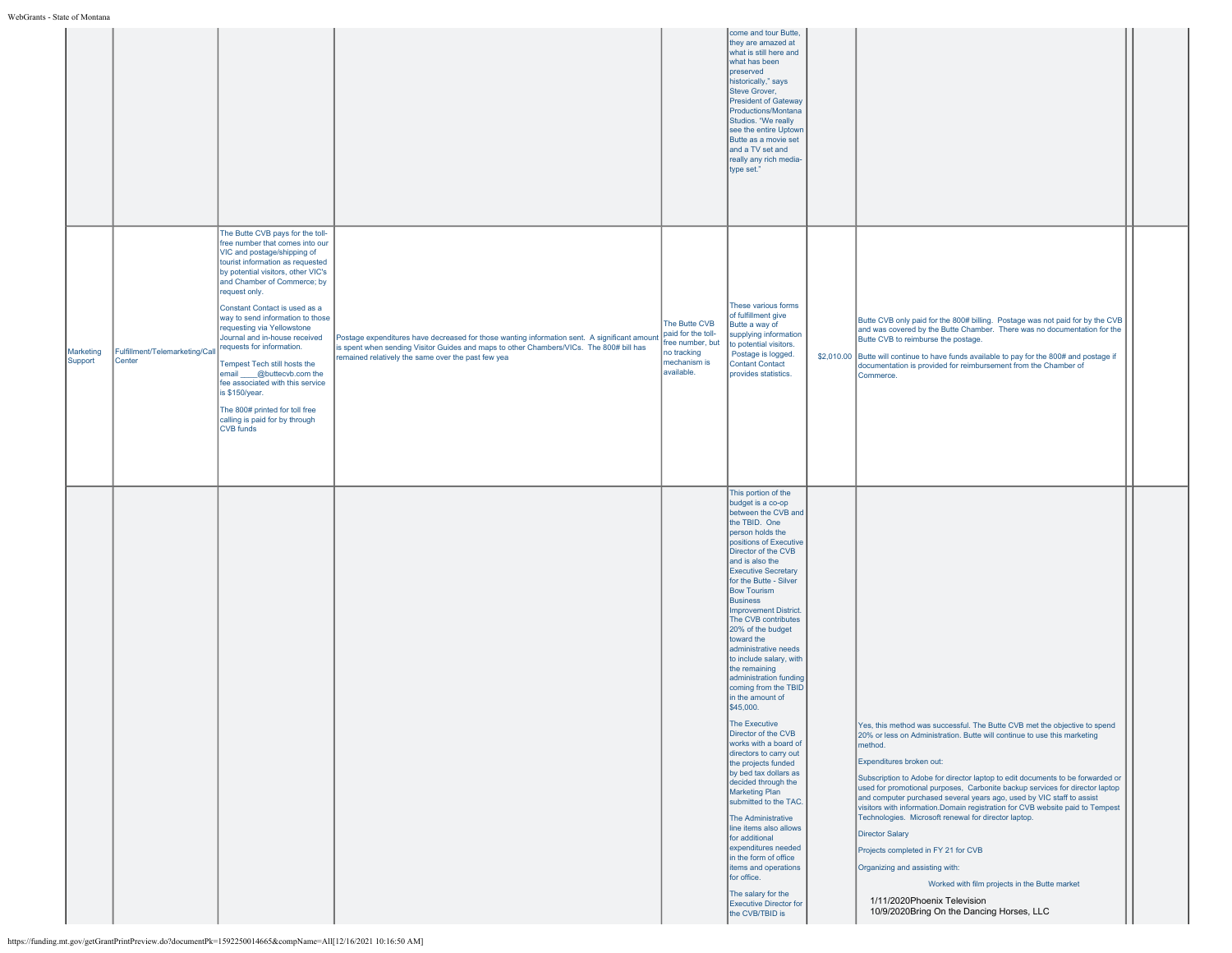| | | | | | | | | |
|---|---|---|---|---|---|---|---|---|
| | | | | | come and tour Butte, they are amazed at what is still here and what has been preserved historically," says Steve Grover, President of Gateway Productions/Montana Studios. "We really see the entire Uptown Butte as a movie set and a TV set and really any rich media-type set." | | | |
| Marketing Support | Fulfillment/Telemarketing/Call Center | The Butte CVB pays for the toll-free number that comes into our VIC and postage/shipping of tourist information as requested by potential visitors, other VIC's and Chamber of Commerce; by request only.<br><br>Constant Contact is used as a way to send information to those requesting via Yellowstone Journal and in-house received requests for information.<br><br>Tempest Tech still hosts the email ____@buttecvb.com the fee associated with this service is $150/year.<br><br>The 800# printed for toll free calling is paid for by through CVB funds | Postage expenditures have decreased for those wanting information sent. A significant amount is spent when sending Visitor Guides and maps to other Chambers/VICs. The 800# bill has remained relatively the same over the past few yea | The Butte CVB paid for the toll-free number, but no tracking mechanism is available. | These various forms of fulfillment give Butte a way of supplying information to potential visitors. Postage is logged. Contant Contact provides statistics. | $2,010.00 | Butte CVB only paid for the 800# billing. Postage was not paid for by the CVB and was covered by the Butte Chamber. There was no documentation for the Butte CVB to reimburse the postage.<br><br>Butte will continue to have funds available to pay for the 800# and postage if documentation is provided for reimbursement from the Chamber of Commerce. | |
| | | | | | This portion of the budget is a co-op between the CVB and the TBID. One person holds the positions of Executive Director of the CVB and is also the Executive Secretary for the Butte - Silver Bow Tourism Business Improvement District. The CVB contributes 20% of the budget toward the administrative needs to include salary, with the remaining administration funding coming from the TBID in the amount of $45,000.<br><br>The Executive Director of the CVB works with a board of directors to carry out the projects funded by bed tax dollars as decided through the Marketing Plan submitted to the TAC.<br><br>The Administrative line items also allows for additional expenditures needed in the form of office items and operations for office.<br><br>The salary for the Executive Director for the CVB/TBID is | | Yes, this method was successful. The Butte CVB met the objective to spend 20% or less on Administration. Butte will continue to use this marketing method.<br><br>Expenditures broken out:<br><br>Subscription to Adobe for director laptop to edit documents to be forwarded or used for promotional purposes, Carbonite backup services for director laptop and computer purchased several years ago, used by VIC staff to assist visitors with information.Domain registration for CVB website paid to Tempest Technologies. Microsoft renewal for director laptop.<br><br>Director Salary<br><br>Projects completed in FY 21 for CVB<br><br>Organizing and assisting with:<br><br>Worked with film projects in the Butte market<br><br>1/11/2020Phoenix Television<br>10/9/2020Bring On the Dancing Horses, LLC | |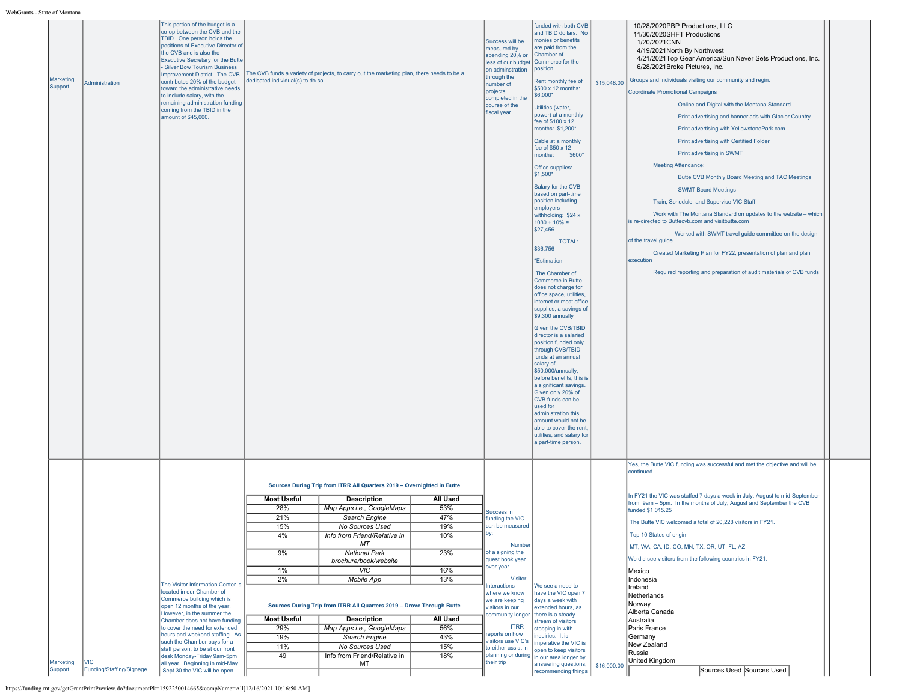| | | | | | | | | |
|---|---|---|---|---|---|---|---|---|
| Marketing Support | Administration | This portion of the budget is a co-op between the CVB and the TBID. One person holds the positions of Executive Director of the CVB and is also the Executive Secretary for the Butte - Silver Bow Tourism Business Improvement District. The CVB contributes 20% of the budget toward the administrative needs to include salary, with the remaining administration funding coming from the TBID in the amount of $45,000. | The CVB funds a variety of projects, to carry out the marketing plan, there needs to be a dedicated individual(s) to do so. | Success will be measured by spending 20% or less of our budget on adminstration through the number of projects completed in the course of the fiscal year. | funded with both CVB and TBID dollars. No monies or benefits are paid from the Chamber of Commerce for the position.<br><br>Rent monthly fee of $500 x 12 months: $6,000*<br><br>Utilities (water, power) at a monthly fee of $100 x 12 months: $1,200*<br><br>Cable at a monthly fee of $50 x 12 months: $600*<br><br>Office supplies: $1,500*<br><br>Salary for the CVB based on part-time position including employers withholding: $24 x 1080 + 10% = $27,456<br><br>TOTAL: $36,756<br><br>*Estimation<br><br>The Chamber of Commerce in Butte does not charge for office space, utilities, internet or most office supplies, a savings of $9,300 annually<br><br>Given the CVB/TBID director is a salaried position funded only through CVB/TBID funds at an annual salary of $50,000/annually, before benefits, this is a significant savings. Given only 20% of CVB funds can be used for administration this amount would not be able to cover the rent, utilities, and salary for a part-time person. | $15,048.00 | 10/28/2020PBP Productions, LLC<br>11/30/2020SHFT Productions<br>1/20/2021CNN<br>4/19/2021North By Northwest<br>4/21/2021Top Gear America/Sun Never Sets Productions, Inc.<br>6/28/2021Broke Pictures, Inc.<br><br>Groups and individuals visiting our community and regin.<br><br>Coordinate Promotional Campaigns<br><br>Online and Digital with the Montana Standard<br><br>Print advertising and banner ads with Glacier Country<br><br>Print advertising with YellowstonePark.com<br><br>Print advertising with Certified Folder<br><br>Print advertising in SWMT<br><br>Meeting Attendance:<br><br>Butte CVB Monthly Board Meeting and TAC Meetings<br><br>SWMT Board Meetings<br><br>Train, Schedule, and Supervise VIC Staff<br><br>Work with The Montana Standard on updates to the website – which is re-directed to Buttecvb.com and visitbutte.com<br><br>Worked with SWMT travel guide committee on the design of the travel guide<br><br>Created Marketing Plan for FY22, presentation of plan and plan execution<br><br>Required reporting and preparation of audit materials of CVB funds | |
| Marketing Support | VIC Funding/Staffing/Signage | The Visitor Information Center is located in our Chamber of Commerce building which is open 12 months of the year. However, in the summer the Chamber does not have funding to cover the need for extended hours and weekend staffing. As such the Chamber pays for a staff person, to be at our front desk Monday-Friday 9am-5pm all year. Beginning in mid-May Sept 30 the VIC will be open | **Sources During Trip from ITRR All Quarters 2019 – Overnighted in Butte**<br><br>Most Useful / Description / All Used:<br>28% / Map Apps i.e., GoogleMaps / 53%<br>21% / Search Engine / 47%<br>15% / No Sources Used / 19%<br>4% / Info from Friend/Relative in MT / 10%<br>9% / National Park brochure/book/website / 23%<br>1% / VIC / 16%<br>2% / Mobile App / 13%<br><br>**Sources During Trip from ITRR All Quarters 2019 – Drove Through Butte**<br><br>Most Useful / Description / All Used:<br>29% / Map Apps i.e., GoogleMaps / 56%<br>19% / Search Engine / 43%<br>11% / No Sources Used / 15%<br>49 / Info from Friend/Relative in MT / 18% | Success in funding the VIC can be measured by:<br><br>Number of a signing the guest book year over year<br><br>Visitor Interactions where we know we are keeping visitors in our community longer<br><br>ITRR reports on how visitors use VIC's to either assist in planning or during their trip | We see a need to have the VIC open 7 days a week with extended hours, as there is a steady stream of visitors stopping in with inquiries. It is imperative the VIC is open to keep visitors in our area longer by answering questions, recommending things | $16,000.00 | Yes, the Butte VIC funding was successful and met the objective and will be continued.<br><br>In FY21 the VIC was staffed 7 days a week in July, August to mid-September from 9am – 5pm. In the months of July, August and September the CVB funded $1,015.25<br><br>The Butte VIC welcomed a total of 20,228 visitors in FY21.<br><br>Top 10 States of origin<br><br>MT, WA, CA, ID, CO, MN, TX, OR, UT, FL, AZ<br><br>We did see visitors from the following countries in FY21.<br><br>Mexico<br>Indonesia<br>Ireland<br>Netherlands<br>Norway<br>Alberta Canada<br>Australia<br>Paris France<br>Germany<br>New Zealand<br>Russia<br>United Kingdom<br><br>Sources Used / Sources Used | |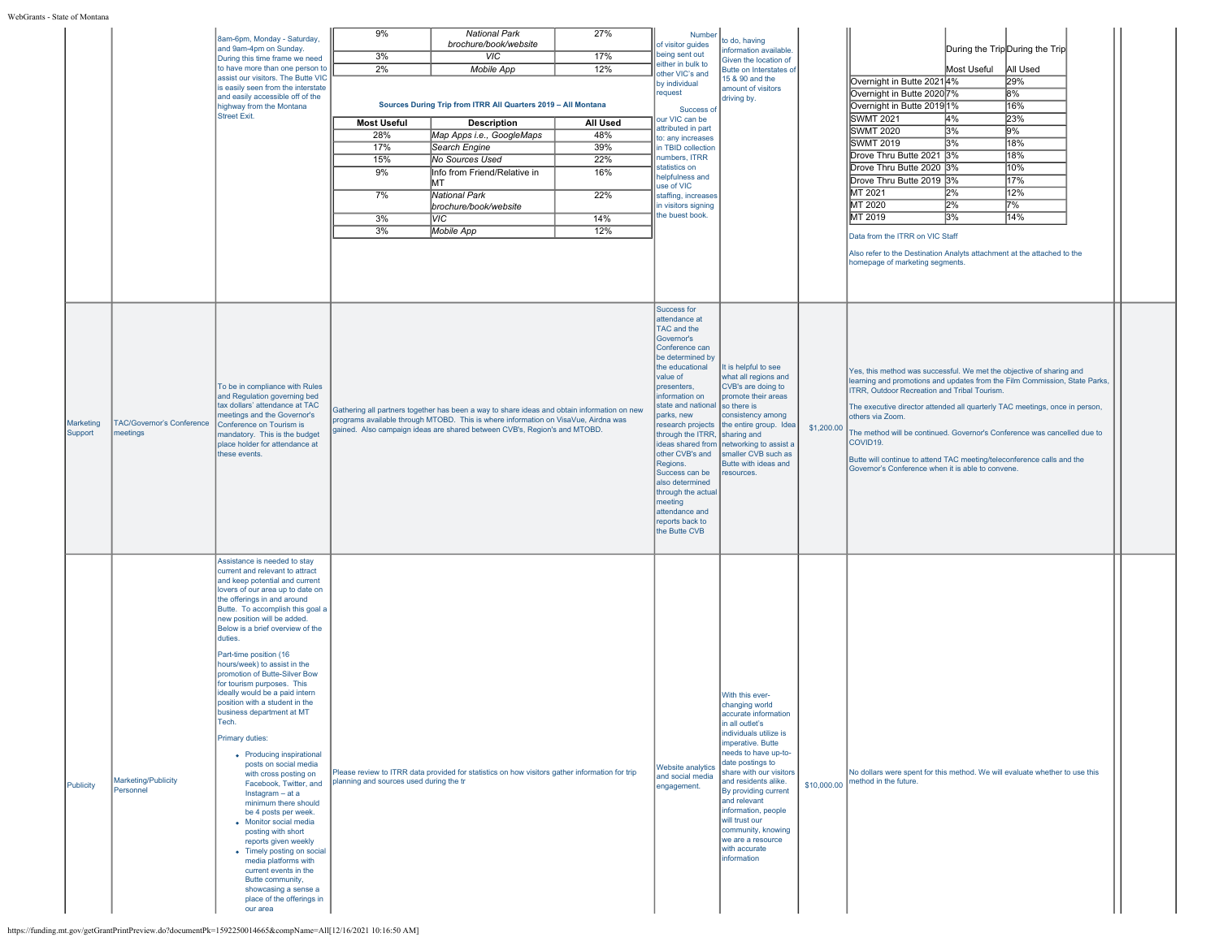| | | | | | | | | | |
|---|---|---|---|---|---|---|---|---|---|
| | | 8am-6pm, Monday - Saturday, and 9am-4pm on Sunday. During this time frame we need to have more than one person to assist our visitors. The Butte VIC is easily seen from the interstate and easily accessible off of the highway from the Montana Street Exit. | 9% National Park brochure/book/website 27%; 3% VIC 17%; 2% Mobile App 12%<br><br>**Sources During Trip from ITRR All Quarters 2019 – All Montana**<br><br>Most Useful / Description / All Used:<br>28% Map Apps i.e., GoogleMaps 48%<br>17% Search Engine 39%<br>15% No Sources Used 22%<br>9% Info from Friend/Relative in MT 16%<br>7% National Park brochure/book/website 22%<br>3% VIC 14%<br>3% Mobile App 12% | Number of visitor guides being sent out either in bulk to other VIC's and by individual request<br><br>Success of our VIC can be attributed in part to: any increases in TBID collection numbers, ITRR statistics on helpfulness and use of VIC staffing, increases in visitors signing the guest book. | to do, having information available. Given the location of Butte on Interstates of 15 & 90 and the amount of visitors driving by. | | During the Trip Most Useful / During the Trip All Used:<br>Overnight in Butte 2021 4% 29%<br>Overnight in Butte 2020 7% 8%<br>Overnight in Butte 2019 1% 16%<br>SWMT 2021 4% 23%<br>SWMT 2020 3% 9%<br>SWMT 2019 3% 18%<br>Drove Thru Butte 2021 3% 18%<br>Drove Thru Butte 2020 3% 10%<br>Drove Thru Butte 2019 3% 17%<br>MT 2021 2% 12%<br>MT 2020 2% 7%<br>MT 2019 3% 14%<br><br>Data from the ITRR on VIC Staff<br><br>Also refer to the Destination Analysts attachment at the attached to the homepage of marketing segments. | | |
| Marketing Support | TAC/Governor's Conference meetings | To be in compliance with Rules and Regulation governing bed tax dollars' attendance at TAC meetings and the Governor's Conference on Tourism is mandatory. This is the budget place holder for attendance at these events. | Gathering all partners together has been a way to share ideas and obtain information on new programs available through MTOBD. This is where information on VisaVue, Airdna was gained. Also campaign ideas are shared between CVB's, Region's and MTOBD. | Success for attendance at TAC and the Governor's Conference can be determined by the educational value of presenters, information on state and national parks, new research projects through the ITRR, ideas shared from other CVB's and Regions. Success can be also determined through the actual meeting attendance and reports back to the Butte CVB | It is helpful to see what all regions and CVB's are doing to promote their areas so there is consistency among the entire group. Idea sharing and networking to assist a smaller CVB such as Butte with ideas and resources. | $1,200.00 | Yes, this method was successful. We met the objective of sharing and learning and promotions and updates from the Film Commission, State Parks, ITRR, Outdoor Recreation and Tribal Tourism.<br><br>The executive director attended all quarterly TAC meetings, once in person, others via Zoom.<br><br>The method will be continued. Governor's Conference was cancelled due to COVID19.<br><br>Butte will continue to attend TAC meeting/teleconference calls and the Governor's Conference when it is able to convene. | | |
| Publicity | Marketing/Publicity Personnel | Assistance is needed to stay current and relevant to attract and keep potential and current lovers of our area up to date on the offerings in and around Butte. To accomplish this goal a new position will be added. Below is a brief overview of the duties.<br><br>Part-time position (16 hours/week) to assist in the promotion of Butte-Silver Bow for tourism purposes. This ideally would be a paid intern position with a student in the business department at MT Tech.<br><br>Primary duties:<br>• Producing inspirational posts on social media with cross posting on Facebook, Twitter, and Instagram – at a minimum there should be 4 posts per week.<br>• Monitor social media posting with short reports given weekly<br>• Timely posting on social media platforms with current events in the Butte community, showcasing a sense a place of the offerings in our area | Please review to ITRR data provided for statistics on how visitors gather information for trip planning and sources used during the tr | Website analytics and social media engagement. | With this ever-changing world accurate information in all outlet's individuals utilize is imperative. Butte needs to have up-to-date postings to share with our visitors and residents alike. By providing current and relevant information, people will trust our community, knowing we are a resource with accurate information | $10,000.00 | No dollars were spent for this method. We will evaluate whether to use this method in the future. | | |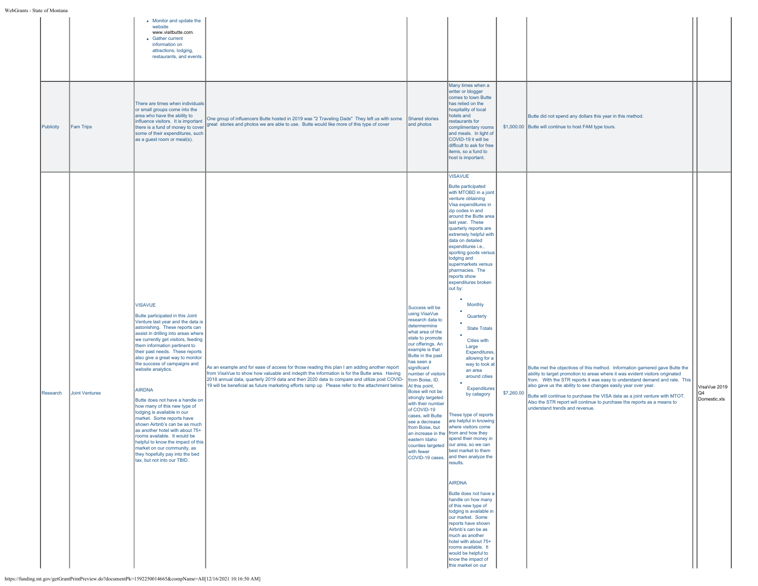| | | | | | | | | | |
|---|---|---|---|---|---|---|---|---|---|
| | | • Monitor and update the website www.visitbutte.com.<br>• Gather current information on attractions, lodging, restaurants, and events. | | | | | | | |
| Publicity | Fam Trips | There are times when individuals or small groups come into the area who have the ability to influence visitors. It is important there is a fund of money to cover some of their expenditures, such as a guest room or meal(s). | One group of influencers Butte hosted in 2019 was "2 Traveling Dads" They left us with some great stories and photos we are able to use. Butte would like more of this type of cover | Shared stories and photos | Many times when a writer or blogger comes to town Butte has relied on the hospitality of local hotels and restaurants for complimentary rooms and meals. In light of COVID-19 it will be difficult to ask for free items, so a fund to host is important. | $1,000.00 | Butte did not spend any dollars this year in this method.<br><br>Butte will continue to host FAM type tours. | | |
| Research | Joint Ventures | VISAVUE<br><br>Butte participated in this Joint Venture last year and the data is astonishing. These reports can assist in drilling into areas where we currently get visitors, feeding them information pertinent to their past needs. These reports also give a great way to monitor the success of campaigns and website analytics.<br><br>AIRDNA<br><br>Butte does not have a handle on how many of this new type of lodging is available in our market. Some reports have shown Airbnb's can be as much as another hotel with about 75+ rooms available. It would be helpful to know the impact of this market on our community, as they hopefully pay into the bed tax, but not into our TBID. | As an example and for ease of access for those reading this plan I am adding another report from VisaVue to show how valuable and indepth the information is for the Butte area. Having 2018 annual data, quarterly 2019 data and then 2020 data to compare and utilize post COVID-19 will be beneficial as future marketing efforts ramp up. Please refer to the attachment below. | Success will be using VisaVue research data to determermine what area of the state to promote our offerings. An example is that Butte in the past has seen a significant number of visitors from Boise, ID. At this point, Boise will not be strongly targeted with their number of COVID-19 cases, will Butte see a decrease from Boise, but an increase in the eastern Idaho counties targeted with fewer COVID-19 cases. | VISAVUE<br><br>Butte participated with MTOBD in a joint venture obtaining Visa expenditures in zip codes in and around the Butte area last year. These quarterly reports are extremely helpful with data on detailed expenditures i.e., sporting goods versus lodging and supermarkets versus pharmacies. The reports show expenditures broken out by:<br>• Monthly<br>• Quarterly<br>• State Totals<br>• Cities with Large Expenditures, allowing for a way to look at an area around cities<br>• Expenditures by catagory<br><br>These type of reports are helpful in knowing where visitors come from and how they spend their money in our area, so we can best market to them and then analyze the results.<br><br>AIRDNA<br><br>Butte does not have a handle on how many of this new type of lodging is available in our market. Some reports have shown Airbnb's can be as much as another hotel with about 75+ rooms available. It would be helpful to know the impact of this market on our | $7,260.00 | Butte met the objectives of this method. Information garnered gave Butte the ability to target promotion to areas where it was evident visitors originated from. With the STR reports it was easy to understand demand and rate. This also gave us the ability to see changes easily year over year.<br><br>Butte will continue to purchase the VISA data as a joint venture with MTOT. Also the STR report will continue to purchase the reports as a means to understand trends and revenue. | | VisaVue 2019 Q4 Domestic.xls |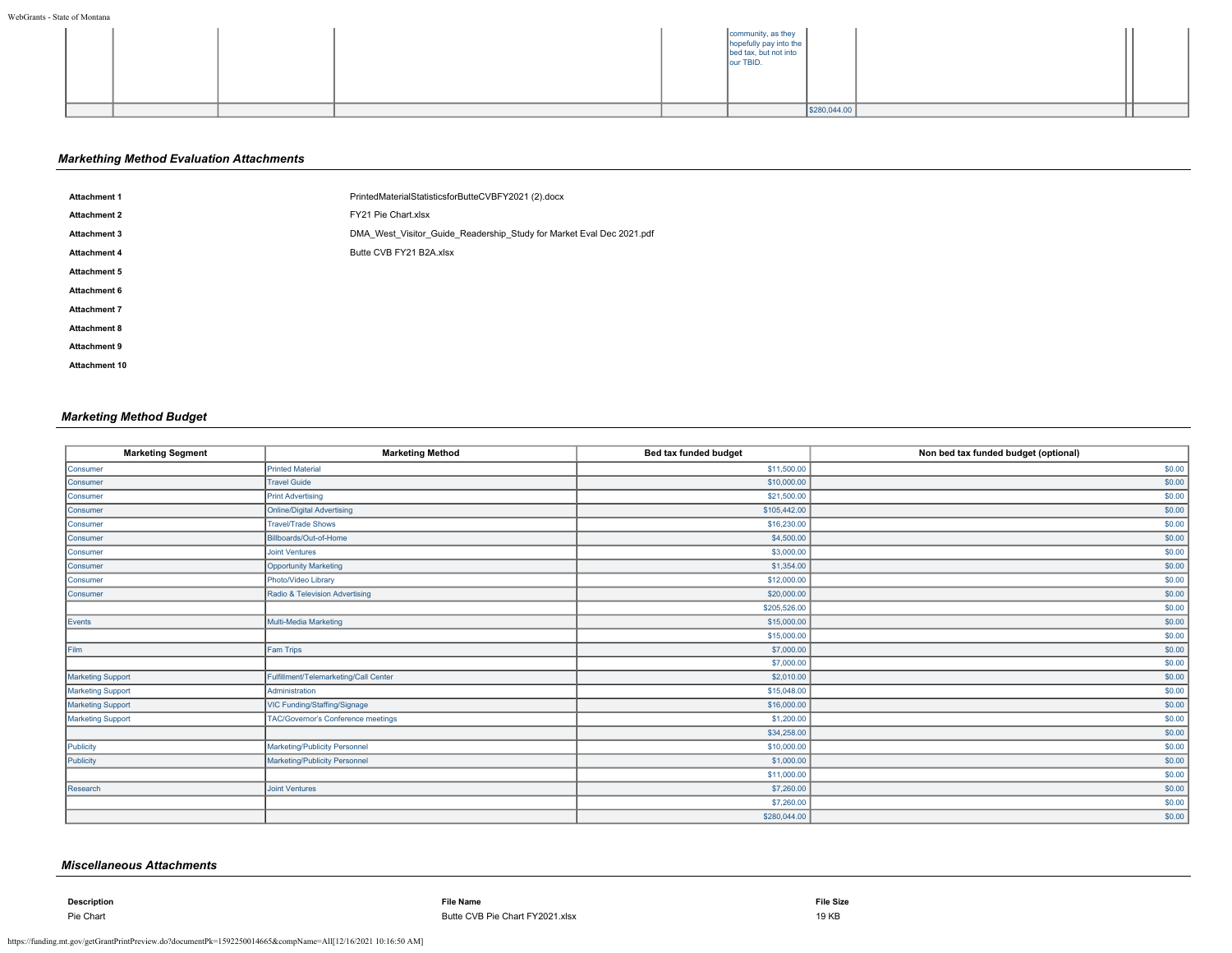| | | | | | | | | |
|---|---|---|---|---|---|---|---|---|
| | | | | | community, as they hopefully pay into the bed tax, but not into our TBID. | | | |
| | | | | | | $280,044.00 | | |

### *Markething Method Evaluation Attachments*

| | |
|---|---|
| **Attachment 1** | PrintedMaterialStatisticsforButteCVBFY2021 (2).docx |
| **Attachment 2** | FY21 Pie Chart.xlsx |
| **Attachment 3** | DMA_West_Visitor_Guide_Readership_Study for Market Eval Dec 2021.pdf |
| **Attachment 4** | Butte CVB FY21 B2A.xlsx |
| **Attachment 5** | |
| **Attachment 6** | |
| **Attachment 7** | |
| **Attachment 8** | |
| **Attachment 9** | |
| **Attachment 10** | |

### *Marketing Method Budget*

| Marketing Segment | Marketing Method | Bed tax funded budget | Non bed tax funded budget (optional) |
|---|---|---|---|
| Consumer | Printed Material | $11,500.00 | $0.00 |
| Consumer | Travel Guide | $10,000.00 | $0.00 |
| Consumer | Print Advertising | $21,500.00 | $0.00 |
| Consumer | Online/Digital Advertising | $105,442.00 | $0.00 |
| Consumer | Travel/Trade Shows | $16,230.00 | $0.00 |
| Consumer | Billboards/Out-of-Home | $4,500.00 | $0.00 |
| Consumer | Joint Ventures | $3,000.00 | $0.00 |
| Consumer | Opportunity Marketing | $1,354.00 | $0.00 |
| Consumer | Photo/Video Library | $12,000.00 | $0.00 |
| Consumer | Radio & Television Advertising | $20,000.00 | $0.00 |
| | | $205,526.00 | $0.00 |
| Events | Multi-Media Marketing | $15,000.00 | $0.00 |
| | | $15,000.00 | $0.00 |
| Film | Fam Trips | $7,000.00 | $0.00 |
| | | $7,000.00 | $0.00 |
| Marketing Support | Fulfillment/Telemarketing/Call Center | $2,010.00 | $0.00 |
| Marketing Support | Administration | $15,048.00 | $0.00 |
| Marketing Support | VIC Funding/Staffing/Signage | $16,000.00 | $0.00 |
| Marketing Support | TAC/Governor's Conference meetings | $1,200.00 | $0.00 |
| | | $34,258.00 | $0.00 |
| Publicity | Marketing/Publicity Personnel | $10,000.00 | $0.00 |
| Publicity | Marketing/Publicity Personnel | $1,000.00 | $0.00 |
| | | $11,000.00 | $0.00 |
| Research | Joint Ventures | $7,260.00 | $0.00 |
| | | $7,260.00 | $0.00 |
| | | $280,044.00 | $0.00 |

### *Miscellaneous Attachments*

| Description | File Name | File Size |
|---|---|---|
| Pie Chart | Butte CVB Pie Chart FY2021.xlsx | 19 KB |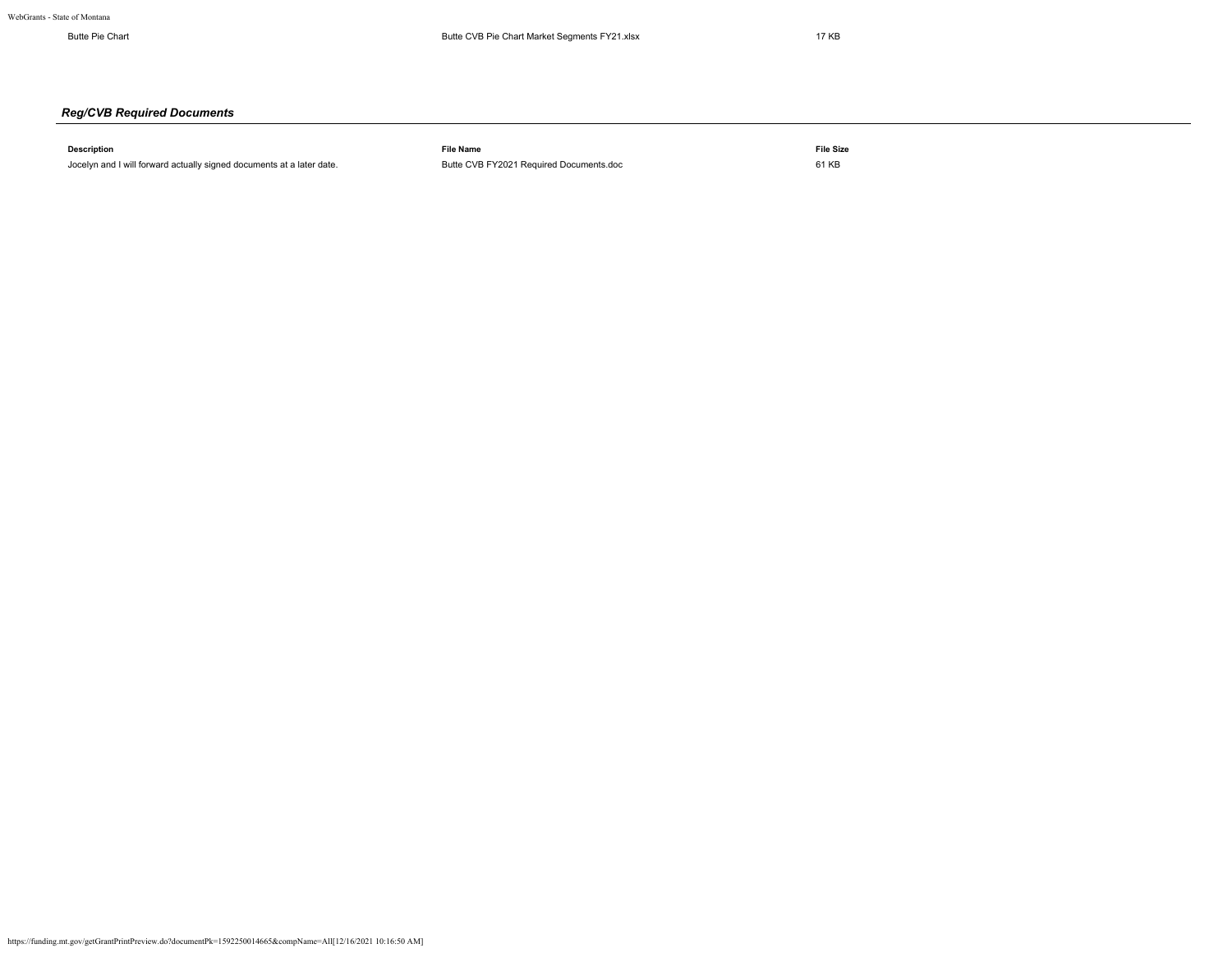| | | |
|---|---|---|
| Butte Pie Chart | Butte CVB Pie Chart Market Segments FY21.xlsx | 17 KB |

### *Reg/CVB Required Documents*

| Description | File Name | File Size |
|---|---|---|
| Jocelyn and I will forward actually signed documents at a later date. | Butte CVB FY2021 Required Documents.doc | 61 KB |